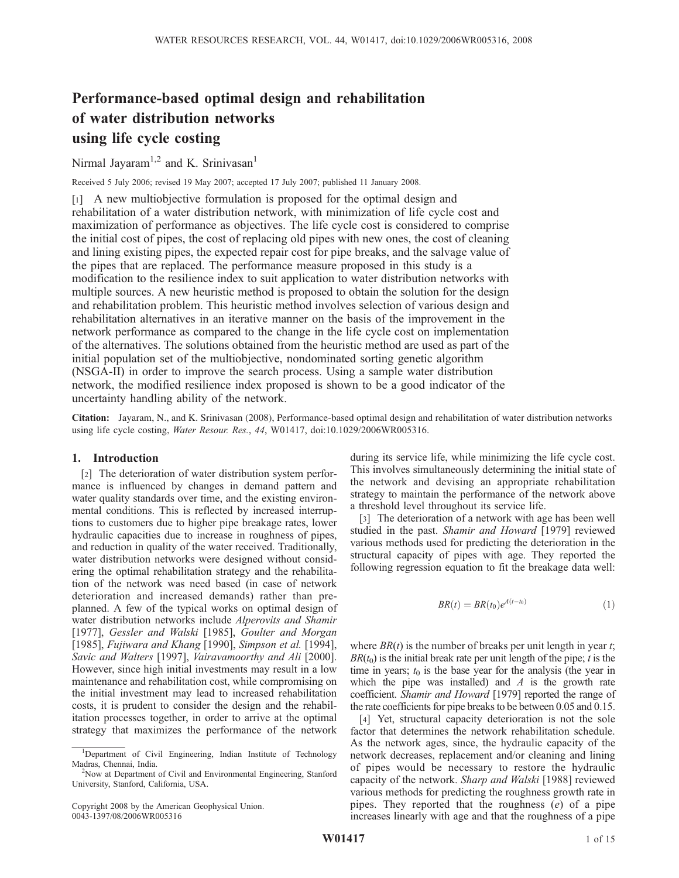# Performance-based optimal design and rehabilitation of water distribution networks using life cycle costing

Nirmal Jayaram[1,2] and K. Srinivasan[1]

Received 5 July 2006; revised 19 May 2007; accepted 17 July 2007; published 11 January 2008.

[1] A new multiobjective formulation is proposed for the optimal design and rehabilitation of a water distribution network, with minimization of life cycle cost and maximization of performance as objectives. The life cycle cost is considered to comprise the initial cost of pipes, the cost of replacing old pipes with new ones, the cost of cleaning and lining existing pipes, the expected repair cost for pipe breaks, and the salvage value of the pipes that are replaced. The performance measure proposed in this study is a modification to the resilience index to suit application to water distribution networks with multiple sources. A new heuristic method is proposed to obtain the solution for the design and rehabilitation problem. This heuristic method involves selection of various design and rehabilitation alternatives in an iterative manner on the basis of the improvement in the network performance as compared to the change in the life cycle cost on implementation of the alternatives. The solutions obtained from the heuristic method are used as part of the initial population set of the multiobjective, nondominated sorting genetic algorithm (NSGA-II) in order to improve the search process. Using a sample water distribution network, the modified resilience index proposed is shown to be a good indicator of the uncertainty handling ability of the network.

**Citation:** Jayaram, N., and K. Srinivasan (2008), Performance-based optimal design and rehabilitation of water distribution networks using life cycle costing, *Water Resour. Res.*, *44*, W01417, doi:10.1029/2006WR005316.

## 1. Introduction

[2] The deterioration of water distribution system performance is influenced by changes in demand pattern and water quality standards over time, and the existing environmental conditions. This is reflected by increased interruptions to customers due to higher pipe breakage rates, lower hydraulic capacities due to increase in roughness of pipes, and reduction in quality of the water received. Traditionally, water distribution networks were designed without considering the optimal rehabilitation strategy and the rehabilitation of the network was need based (in case of network deterioration and increased demands) rather than preplanned. A few of the typical works on optimal design of water distribution networks include *Alperovits and Shamir* [1977], *Gessler and Walski* [1985], *Goulter and Morgan* [1985], *Fujiwara and Khang* [1990], *Simpson et al.* [1994], *Savic and Walters* [1997], *Vairavamoorthy and Ali* [2000]. However, since high initial investments may result in a low maintenance and rehabilitation cost, while compromising on the initial investment may lead to increased rehabilitation costs, it is prudent to consider the design and the rehabilitation processes together, in order to arrive at the optimal strategy that maximizes the performance of the network during its service life, while minimizing the life cycle cost. This involves simultaneously determining the initial state of the network and devising an appropriate rehabilitation strategy to maintain the performance of the network above a threshold level throughout its service life.

[3] The deterioration of a network with age has been well studied in the past. *Shamir and Howard* [1979] reviewed various methods used for predicting the deterioration in the structural capacity of pipes with age. They reported the following regression equation to fit the breakage data well:

$$BR(t) = BR(t_0)e^{A(t-t_0)} \tag{1}$$

where $BR(t)$ is the number of breaks per unit length in year $t$; $BR(t_0)$ is the initial break rate per unit length of the pipe; $t$ is the time in years; $t_0$ is the base year for the analysis (the year in which the pipe was installed) and $A$ is the growth rate coefficient. *Shamir and Howard* [1979] reported the range of the rate coefficients for pipe breaks to be between 0.05 and 0.15.

[4] Yet, structural capacity deterioration is not the sole factor that determines the network rehabilitation schedule. As the network ages, since, the hydraulic capacity of the network decreases, replacement and/or cleaning and lining of pipes would be necessary to restore the hydraulic capacity of the network. *Sharp and Walski* [1988] reviewed various methods for predicting the roughness growth rate in pipes. They reported that the roughness ($e$) of a pipe increases linearly with age and that the roughness of a pipe

---

[1] Department of Civil Engineering, Indian Institute of Technology Madras, Chennai, India.

[2] Now at Department of Civil and Environmental Engineering, Stanford University, Stanford, California, USA.

Copyright 2008 by the American Geophysical Union.
0043-1397/08/2006WR005316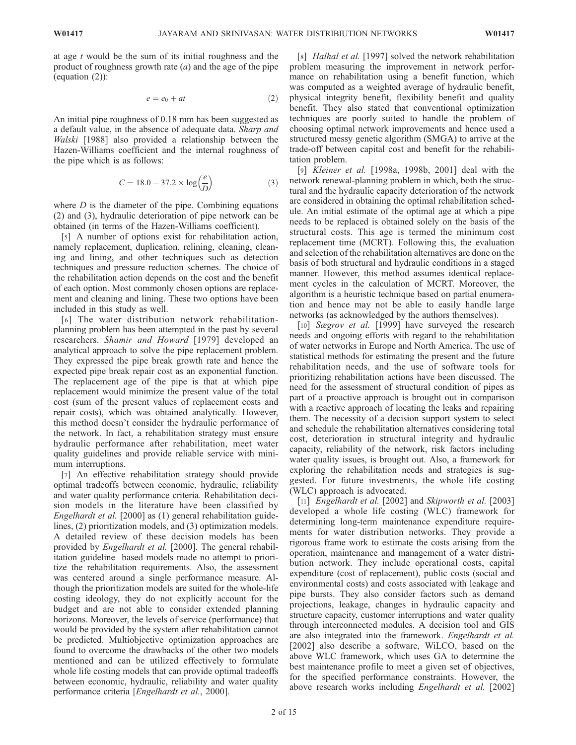at age $t$ would be the sum of its initial roughness and the product of roughness growth rate ($a$) and the age of the pipe (equation (2)):

$$e = e_0 + at \tag{2}$$

An initial pipe roughness of 0.18 mm has been suggested as a default value, in the absence of adequate data. *Sharp and Walski* [1988] also provided a relationship between the Hazen-Williams coefficient and the internal roughness of the pipe which is as follows:

$$C = 18.0 - 37.2 \times \log\left(\frac{e}{D}\right) \tag{3}$$

where $D$ is the diameter of the pipe. Combining equations (2) and (3), hydraulic deterioration of pipe network can be obtained (in terms of the Hazen-Williams coefficient).

[5] A number of options exist for rehabilitation action, namely replacement, duplication, relining, cleaning, cleaning and lining, and other techniques such as detection techniques and pressure reduction schemes. The choice of the rehabilitation action depends on the cost and the benefit of each option. Most commonly chosen options are replacement and cleaning and lining. These two options have been included in this study as well.

[6] The water distribution network rehabilitation-planning problem has been attempted in the past by several researchers. *Shamir and Howard* [1979] developed an analytical approach to solve the pipe replacement problem. They expressed the pipe break growth rate and hence the expected pipe break repair cost as an exponential function. The replacement age of the pipe is that at which pipe replacement would minimize the present value of the total cost (sum of the present values of replacement costs and repair costs), which was obtained analytically. However, this method doesn't consider the hydraulic performance of the network. In fact, a rehabilitation strategy must ensure hydraulic performance after rehabilitation, meet water quality guidelines and provide reliable service with minimum interruptions.

[7] An effective rehabilitation strategy should provide optimal tradeoffs between economic, hydraulic, reliability and water quality performance criteria. Rehabilitation decision models in the literature have been classified by *Engelhardt et al.* [2000] as (1) general rehabilitation guidelines, (2) prioritization models, and (3) optimization models. A detailed review of these decision models has been provided by *Engelhardt et al.* [2000]. The general rehabilitation guideline–based models made no attempt to prioritize the rehabilitation requirements. Also, the assessment was centered around a single performance measure. Although the prioritization models are suited for the whole-life costing ideology, they do not explicitly account for the budget and are not able to consider extended planning horizons. Moreover, the levels of service (performance) that would be provided by the system after rehabilitation cannot be predicted. Multiobjective optimization approaches are found to overcome the drawbacks of the other two models mentioned and can be utilized effectively to formulate whole life costing models that can provide optimal tradeoffs between economic, hydraulic, reliability and water quality performance criteria [*Engelhardt et al.*, 2000].

[8] *Halhal et al.* [1997] solved the network rehabilitation problem measuring the improvement in network performance on rehabilitation using a benefit function, which was computed as a weighted average of hydraulic benefit, physical integrity benefit, flexibility benefit and quality benefit. They also stated that conventional optimization techniques are poorly suited to handle the problem of choosing optimal network improvements and hence used a structured messy genetic algorithm (SMGA) to arrive at the trade-off between capital cost and benefit for the rehabilitation problem.

[9] *Kleiner et al.* [1998a, 1998b, 2001] deal with the network renewal-planning problem in which, both the structural and the hydraulic capacity deterioration of the network are considered in obtaining the optimal rehabilitation schedule. An initial estimate of the optimal age at which a pipe needs to be replaced is obtained solely on the basis of the structural costs. This age is termed the minimum cost replacement time (MCRT). Following this, the evaluation and selection of the rehabilitation alternatives are done on the basis of both structural and hydraulic conditions in a staged manner. However, this method assumes identical replacement cycles in the calculation of MCRT. Moreover, the algorithm is a heuristic technique based on partial enumeration and hence may not be able to easily handle large networks (as acknowledged by the authors themselves).

[10] *Sægrov et al.* [1999] have surveyed the research needs and ongoing efforts with regard to the rehabilitation of water networks in Europe and North America. The use of statistical methods for estimating the present and the future rehabilitation needs, and the use of software tools for prioritizing rehabilitation actions have been discussed. The need for the assessment of structural condition of pipes as part of a proactive approach is brought out in comparison with a reactive approach of locating the leaks and repairing them. The necessity of a decision support system to select and schedule the rehabilitation alternatives considering total cost, deterioration in structural integrity and hydraulic capacity, reliability of the network, risk factors including water quality issues, is brought out. Also, a framework for exploring the rehabilitation needs and strategies is suggested. For future investments, the whole life costing (WLC) approach is advocated.

[11] *Engelhardt et al.* [2002] and *Skipworth et al.* [2003] developed a whole life costing (WLC) framework for determining long-term maintenance expenditure requirements for water distribution networks. They provide a rigorous frame work to estimate the costs arising from the operation, maintenance and management of a water distribution network. They include operational costs, capital expenditure (cost of replacement), public costs (social and environmental costs) and costs associated with leakage and pipe bursts. They also consider factors such as demand projections, leakage, changes in hydraulic capacity and structure capacity, customer interruptions and water quality through interconnected modules. A decision tool and GIS are also integrated into the framework. *Engelhardt et al.* [2002] also describe a software, WiLCO, based on the above WLC framework, which uses GA to determine the best maintenance profile to meet a given set of objectives, for the specified performance constraints. However, the above research works including *Engelhardt et al.* [2002]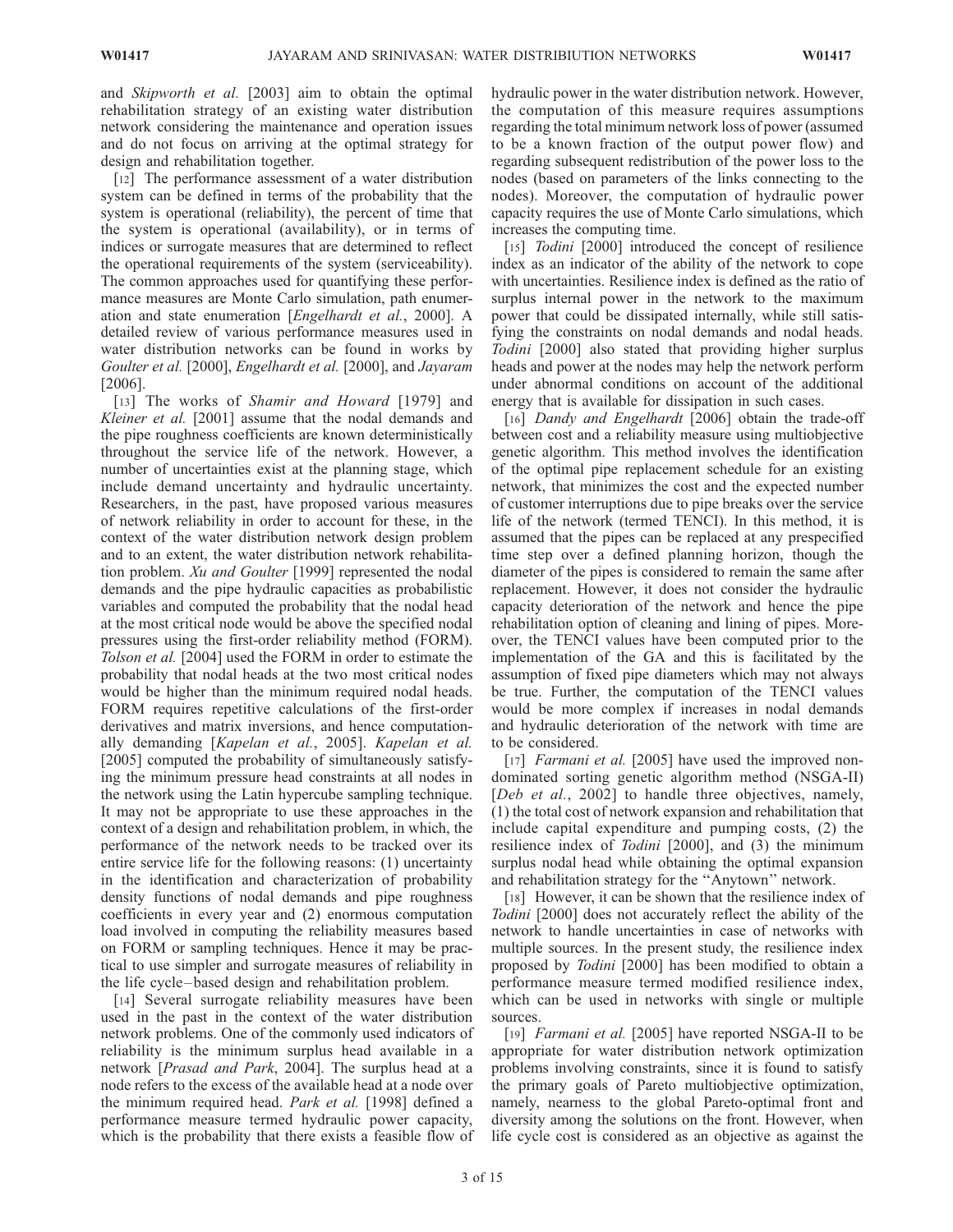and *Skipworth et al.* [2003] aim to obtain the optimal rehabilitation strategy of an existing water distribution network considering the maintenance and operation issues and do not focus on arriving at the optimal strategy for design and rehabilitation together.

[12] The performance assessment of a water distribution system can be defined in terms of the probability that the system is operational (reliability), the percent of time that the system is operational (availability), or in terms of indices or surrogate measures that are determined to reflect the operational requirements of the system (serviceability). The common approaches used for quantifying these performance measures are Monte Carlo simulation, path enumeration and state enumeration [*Engelhardt et al.*, 2000]. A detailed review of various performance measures used in water distribution networks can be found in works by *Goulter et al.* [2000], *Engelhardt et al.* [2000], and *Jayaram* [2006].

[13] The works of *Shamir and Howard* [1979] and *Kleiner et al.* [2001] assume that the nodal demands and the pipe roughness coefficients are known deterministically throughout the service life of the network. However, a number of uncertainties exist at the planning stage, which include demand uncertainty and hydraulic uncertainty. Researchers, in the past, have proposed various measures of network reliability in order to account for these, in the context of the water distribution network design problem and to an extent, the water distribution network rehabilitation problem. *Xu and Goulter* [1999] represented the nodal demands and the pipe hydraulic capacities as probabilistic variables and computed the probability that the nodal head at the most critical node would be above the specified nodal pressures using the first-order reliability method (FORM). *Tolson et al.* [2004] used the FORM in order to estimate the probability that nodal heads at the two most critical nodes would be higher than the minimum required nodal heads. FORM requires repetitive calculations of the first-order derivatives and matrix inversions, and hence computationally demanding [*Kapelan et al.*, 2005]. *Kapelan et al.* [2005] computed the probability of simultaneously satisfying the minimum pressure head constraints at all nodes in the network using the Latin hypercube sampling technique. It may not be appropriate to use these approaches in the context of a design and rehabilitation problem, in which, the performance of the network needs to be tracked over its entire service life for the following reasons: (1) uncertainty in the identification and characterization of probability density functions of nodal demands and pipe roughness coefficients in every year and (2) enormous computation load involved in computing the reliability measures based on FORM or sampling techniques. Hence it may be practical to use simpler and surrogate measures of reliability in the life cycle–based design and rehabilitation problem.

[14] Several surrogate reliability measures have been used in the past in the context of the water distribution network problems. One of the commonly used indicators of reliability is the minimum surplus head available in a network [*Prasad and Park*, 2004]. The surplus head at a node refers to the excess of the available head at a node over the minimum required head. *Park et al.* [1998] defined a performance measure termed hydraulic power capacity, which is the probability that there exists a feasible flow of hydraulic power in the water distribution network. However, the computation of this measure requires assumptions regarding the total minimum network loss of power (assumed to be a known fraction of the output power flow) and regarding subsequent redistribution of the power loss to the nodes (based on parameters of the links connecting to the nodes). Moreover, the computation of hydraulic power capacity requires the use of Monte Carlo simulations, which increases the computing time.

[15] *Todini* [2000] introduced the concept of resilience index as an indicator of the ability of the network to cope with uncertainties. Resilience index is defined as the ratio of surplus internal power in the network to the maximum power that could be dissipated internally, while still satisfying the constraints on nodal demands and nodal heads. *Todini* [2000] also stated that providing higher surplus heads and power at the nodes may help the network perform under abnormal conditions on account of the additional energy that is available for dissipation in such cases.

[16] *Dandy and Engelhardt* [2006] obtain the trade-off between cost and a reliability measure using multiobjective genetic algorithm. This method involves the identification of the optimal pipe replacement schedule for an existing network, that minimizes the cost and the expected number of customer interruptions due to pipe breaks over the service life of the network (termed TENCI). In this method, it is assumed that the pipes can be replaced at any prespecified time step over a defined planning horizon, though the diameter of the pipes is considered to remain the same after replacement. However, it does not consider the hydraulic capacity deterioration of the network and hence the pipe rehabilitation option of cleaning and lining of pipes. Moreover, the TENCI values have been computed prior to the implementation of the GA and this is facilitated by the assumption of fixed pipe diameters which may not always be true. Further, the computation of the TENCI values would be more complex if increases in nodal demands and hydraulic deterioration of the network with time are to be considered.

[17] *Farmani et al.* [2005] have used the improved nondominated sorting genetic algorithm method (NSGA-II) [*Deb et al.*, 2002] to handle three objectives, namely, (1) the total cost of network expansion and rehabilitation that include capital expenditure and pumping costs, (2) the resilience index of *Todini* [2000], and (3) the minimum surplus nodal head while obtaining the optimal expansion and rehabilitation strategy for the "Anytown" network.

[18] However, it can be shown that the resilience index of *Todini* [2000] does not accurately reflect the ability of the network to handle uncertainties in case of networks with multiple sources. In the present study, the resilience index proposed by *Todini* [2000] has been modified to obtain a performance measure termed modified resilience index, which can be used in networks with single or multiple sources.

[19] *Farmani et al.* [2005] have reported NSGA-II to be appropriate for water distribution network optimization problems involving constraints, since it is found to satisfy the primary goals of Pareto multiobjective optimization, namely, nearness to the global Pareto-optimal front and diversity among the solutions on the front. However, when life cycle cost is considered as an objective as against the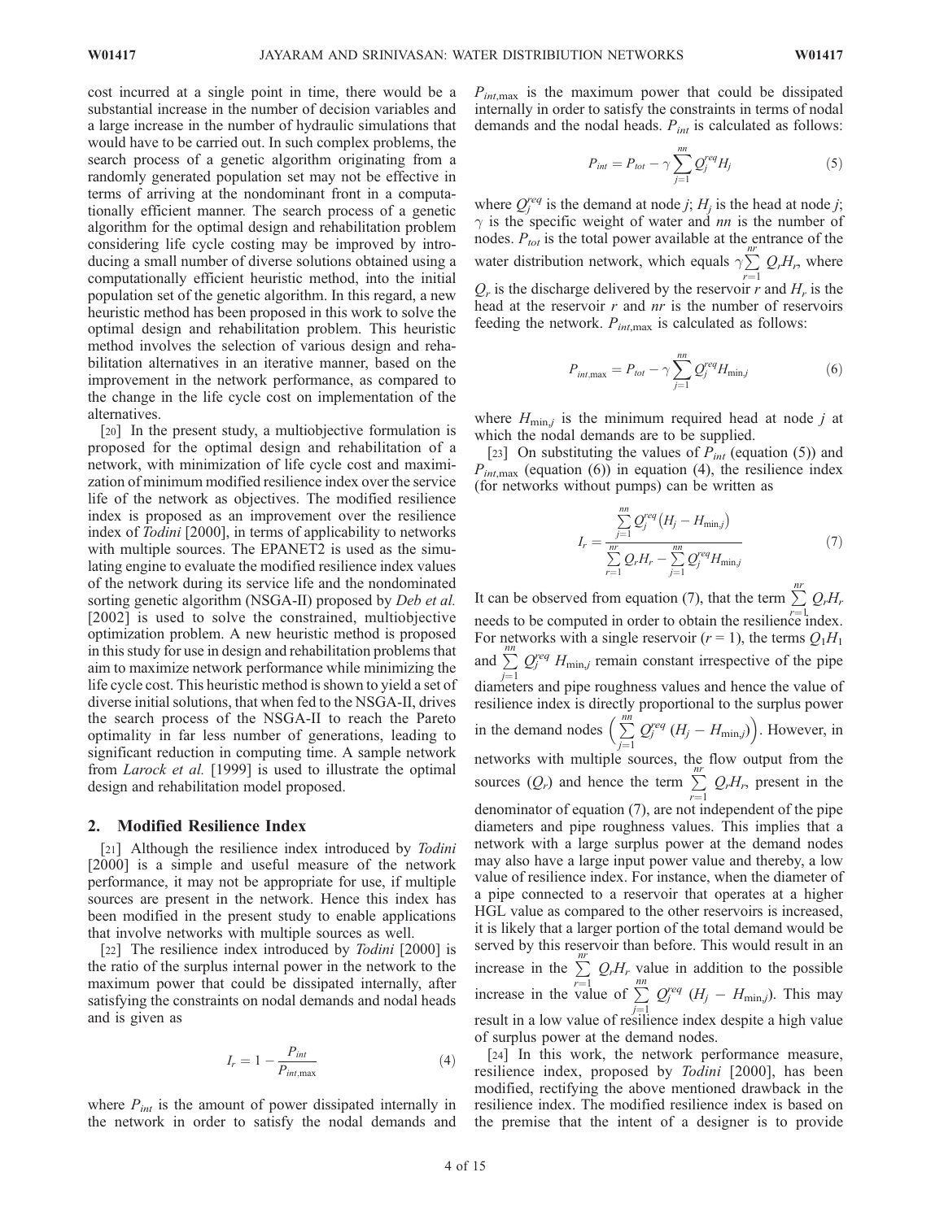cost incurred at a single point in time, there would be a substantial increase in the number of decision variables and a large increase in the number of hydraulic simulations that would have to be carried out. In such complex problems, the search process of a genetic algorithm originating from a randomly generated population set may not be effective in terms of arriving at the nondominant front in a computationally efficient manner. The search process of a genetic algorithm for the optimal design and rehabilitation problem considering life cycle costing may be improved by introducing a small number of diverse solutions obtained using a computationally efficient heuristic method, into the initial population set of the genetic algorithm. In this regard, a new heuristic method has been proposed in this work to solve the optimal design and rehabilitation problem. This heuristic method involves the selection of various design and rehabilitation alternatives in an iterative manner, based on the improvement in the network performance, as compared to the change in the life cycle cost on implementation of the alternatives.

[20] In the present study, a multiobjective formulation is proposed for the optimal design and rehabilitation of a network, with minimization of life cycle cost and maximization of minimum modified resilience index over the service life of the network as objectives. The modified resilience index is proposed as an improvement over the resilience index of *Todini* [2000], in terms of applicability to networks with multiple sources. The EPANET2 is used as the simulating engine to evaluate the modified resilience index values of the network during its service life and the nondominated sorting genetic algorithm (NSGA-II) proposed by *Deb et al.* [2002] is used to solve the constrained, multiobjective optimization problem. A new heuristic method is proposed in this study for use in design and rehabilitation problems that aim to maximize network performance while minimizing the life cycle cost. This heuristic method is shown to yield a set of diverse initial solutions, that when fed to the NSGA-II, drives the search process of the NSGA-II to reach the Pareto optimality in far less number of generations, leading to significant reduction in computing time. A sample network from *Larock et al.* [1999] is used to illustrate the optimal design and rehabilitation model proposed.

## 2. Modified Resilience Index

[21] Although the resilience index introduced by *Todini* [2000] is a simple and useful measure of the network performance, it may not be appropriate for use, if multiple sources are present in the network. Hence this index has been modified in the present study to enable applications that involve networks with multiple sources as well.

[22] The resilience index introduced by *Todini* [2000] is the ratio of the surplus internal power in the network to the maximum power that could be dissipated internally, after satisfying the constraints on nodal demands and nodal heads and is given as

$$I_r = 1 - \frac{P_{int}}{P_{int,\max}} \tag{4}$$

where $P_{int}$ is the amount of power dissipated internally in the network in order to satisfy the nodal demands and $P_{int,\max}$ is the maximum power that could be dissipated internally in order to satisfy the constraints in terms of nodal demands and the nodal heads. $P_{int}$ is calculated as follows:

$$P_{int} = P_{tot} - \gamma \sum_{j=1}^{nn} Q_j^{req} H_j \tag{5}$$

where $Q_j^{req}$ is the demand at node $j$; $H_j$ is the head at node $j$; $\gamma$ is the specific weight of water and $nn$ is the number of nodes. $P_{tot}$ is the total power available at the entrance of the water distribution network, which equals $\gamma \sum_{r=1}^{nr} Q_r H_r$, where $Q_r$ is the discharge delivered by the reservoir $r$ and $H_r$ is the head at the reservoir $r$ and $nr$ is the number of reservoirs feeding the network. $P_{int,\max}$ is calculated as follows:

$$P_{int,\max} = P_{tot} - \gamma \sum_{j=1}^{nn} Q_j^{req} H_{\min,j} \tag{6}$$

where $H_{\min,j}$ is the minimum required head at node $j$ at which the nodal demands are to be supplied.

[23] On substituting the values of $P_{int}$ (equation (5)) and $P_{int,\max}$ (equation (6)) in equation (4), the resilience index (for networks without pumps) can be written as

$$I_r = \frac{\sum_{j=1}^{nn} Q_j^{req}\left(H_j - H_{\min,j}\right)}{\sum_{r=1}^{nr} Q_r H_r - \sum_{j=1}^{nn} Q_j^{req} H_{\min,j}} \tag{7}$$

It can be observed from equation (7), that the term $\sum_{r=1}^{nr} Q_r H_r$ needs to be computed in order to obtain the resilience index. For networks with a single reservoir ($r = 1$), the terms $Q_1 H_1$ and $\sum_{j=1}^{nn} Q_j^{req} H_{\min,j}$ remain constant irrespective of the pipe diameters and pipe roughness values and hence the value of resilience index is directly proportional to the surplus power in the demand nodes $\left(\sum_{j=1}^{nn} Q_j^{req}\left(H_j - H_{\min,j}\right)\right)$. However, in networks with multiple sources, the flow output from the sources ($Q_r$) and hence the term $\sum_{r=1}^{nr} Q_r H_r$, present in the denominator of equation (7), are not independent of the pipe diameters and pipe roughness values. This implies that a network with a large surplus power at the demand nodes may also have a large input power value and thereby, a low value of resilience index. For instance, when the diameter of a pipe connected to a reservoir that operates at a higher HGL value as compared to the other reservoirs is increased, it is likely that a larger portion of the total demand would be served by this reservoir than before. This would result in an increase in the $\sum_{r=1}^{nr} Q_r H_r$ value in addition to the possible increase in the value of $\sum_{j=1}^{nn} Q_j^{req}\left(H_j - H_{\min,j}\right)$. This may result in a low value of resilience index despite a high value of surplus power at the demand nodes.

[24] In this work, the network performance measure, resilience index, proposed by *Todini* [2000], has been modified, rectifying the above mentioned drawback in the resilience index. The modified resilience index is based on the premise that the intent of a designer is to provide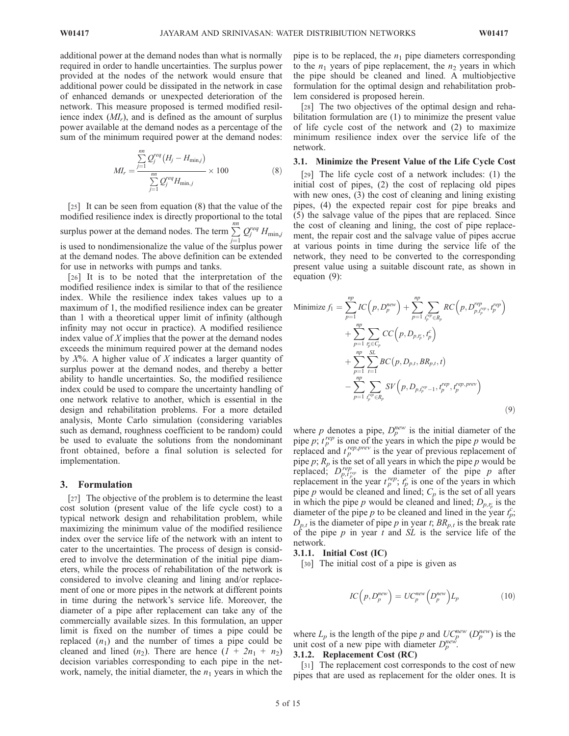additional power at the demand nodes than what is normally required in order to handle uncertainties. The surplus power provided at the nodes of the network would ensure that additional power could be dissipated in the network in case of enhanced demands or unexpected deterioration of the network. This measure proposed is termed modified resilience index ($MI_r$), and is defined as the amount of surplus power available at the demand nodes as a percentage of the sum of the minimum required power at the demand nodes:

$$
MI_r = \frac{\sum_{j=1}^{nn} Q_j^{req}\left(H_j - H_{\min,j}\right)}{\sum_{j=1}^{nn} Q_j^{req} H_{\min,j}} \times 100 \tag{8}
$$

[25] It can be seen from equation (8) that the value of the modified resilience index is directly proportional to the total surplus power at the demand nodes. The term $\sum_{j=1}^{nn} Q_j^{req} H_{\min,j}$ is used to nondimensionalize the value of the surplus power at the demand nodes. The above definition can be extended for use in networks with pumps and tanks.

[26] It is to be noted that the interpretation of the modified resilience index is similar to that of the resilience index. While the resilience index takes values up to a maximum of 1, the modified resilience index can be greater than 1 with a theoretical upper limit of infinity (although infinity may not occur in practice). A modified resilience index value of $X$ implies that the power at the demand nodes exceeds the minimum required power at the demand nodes by $X$%. A higher value of $X$ indicates a larger quantity of surplus power at the demand nodes, and thereby a better ability to handle uncertainties. So, the modified resilience index could be used to compare the uncertainty handling of one network relative to another, which is essential in the design and rehabilitation problems. For a more detailed analysis, Monte Carlo simulation (considering variables such as demand, roughness coefficient to be random) could be used to evaluate the solutions from the nondominant front obtained, before a final solution is selected for implementation.

## 3. Formulation

[27] The objective of the problem is to determine the least cost solution (present value of the life cycle cost) to a typical network design and rehabilitation problem, while maximizing the minimum value of the modified resilience index over the service life of the network with an intent to cater to the uncertainties. The process of design is considered to involve the determination of the initial pipe diameters, while the process of rehabilitation of the network is considered to involve cleaning and lining and/or replacement of one or more pipes in the network at different points in time during the network's service life. Moreover, the diameter of a pipe after replacement can take any of the commercially available sizes. In this formulation, an upper limit is fixed on the number of times a pipe could be replaced ($n_1$) and the number of times a pipe could be cleaned and lined ($n_2$). There are hence ($1 + 2n_1 + n_2$) decision variables corresponding to each pipe in the network, namely, the initial diameter, the $n_1$ years in which the pipe is to be replaced, the $n_1$ pipe diameters corresponding to the $n_1$ years of pipe replacement, the $n_2$ years in which the pipe should be cleaned and lined. A multiobjective formulation for the optimal design and rehabilitation problem considered is proposed herein.

[28] The two objectives of the optimal design and rehabilitation formulation are (1) to minimize the present value of life cycle cost of the network and (2) to maximize minimum resilience index over the service life of the network.

### 3.1. Minimize the Present Value of the Life Cycle Cost

[29] The life cycle cost of a network includes: (1) the initial cost of pipes, (2) the cost of replacing old pipes with new ones, (3) the cost of cleaning and lining existing pipes, (4) the expected repair cost for pipe breaks and (5) the salvage value of the pipes that are replaced. Since the cost of cleaning and lining, the cost of pipe replacement, the repair cost and the salvage value of pipes accrue at various points in time during the service life of the network, they need to be converted to the corresponding present value using a suitable discount rate, as shown in equation (9):

$$
\begin{aligned}
\text{Minimize } f_1 = & \sum_{p=1}^{np} IC\left(p, D_p^{new}\right) + \sum_{p=1}^{np} \sum_{t_p^{rep} \in R_p} RC\left(p, D_{p,t_p^{rep}}^{rep}, t_p^{rep}\right) \\
& + \sum_{p=1}^{np} \sum_{t_p^c \in C_p} CC\left(p, D_{p,t_p^c}, t_p^c\right) \\
& + \sum_{p=1}^{np} \sum_{t=1}^{SL} BC\left(p, D_{p,t}, BR_{p,t}, t\right) \\
& - \sum_{p=1}^{np} \sum_{t_p^{rep} \in R_p} SV\left(p, D_{p,t_p^{rep}-1}, t_p^{rep}, t_p^{rep,prev}\right)
\end{aligned} \tag{9}
$$

where $p$ denotes a pipe, $D_p^{new}$ is the initial diameter of the pipe $p$; $t_p^{rep}$ is one of the years in which the pipe $p$ would be replaced and $t_p^{rep,prev}$ is the year of previous replacement of pipe $p$; $R_p$ is the set of all years in which the pipe $p$ would be replaced; $D_{p,t_p^{rep}}^{rep}$ is the diameter of the pipe $p$ after replacement in the year $t_p^{rep}$; $t_p^c$ is one of the years in which pipe $p$ would be cleaned and lined; $C_p$ is the set of all years in which the pipe $p$ would be cleaned and lined; $D_{p,t_p^c}$ is the diameter of the pipe $p$ to be cleaned and lined in the year $t_p^c$; $D_{p,t}$ is the diameter of pipe $p$ in year $t$; $BR_{p,t}$ is the break rate of the pipe $p$ in year $t$ and $SL$ is the service life of the network.

#### 3.1.1. Initial Cost (IC)

[30] The initial cost of a pipe is given as

$$
IC\left(p, D_p^{new}\right) = UC_p^{new}\left(D_p^{new}\right) L_p \tag{10}
$$

where $L_p$ is the length of the pipe $p$ and $UC_p^{new}$ ($D_p^{new}$) is the unit cost of a new pipe with diameter $D_p^{new}$.

#### 3.1.2. Replacement Cost (RC)

[31] The replacement cost corresponds to the cost of new pipes that are used as replacement for the older ones. It is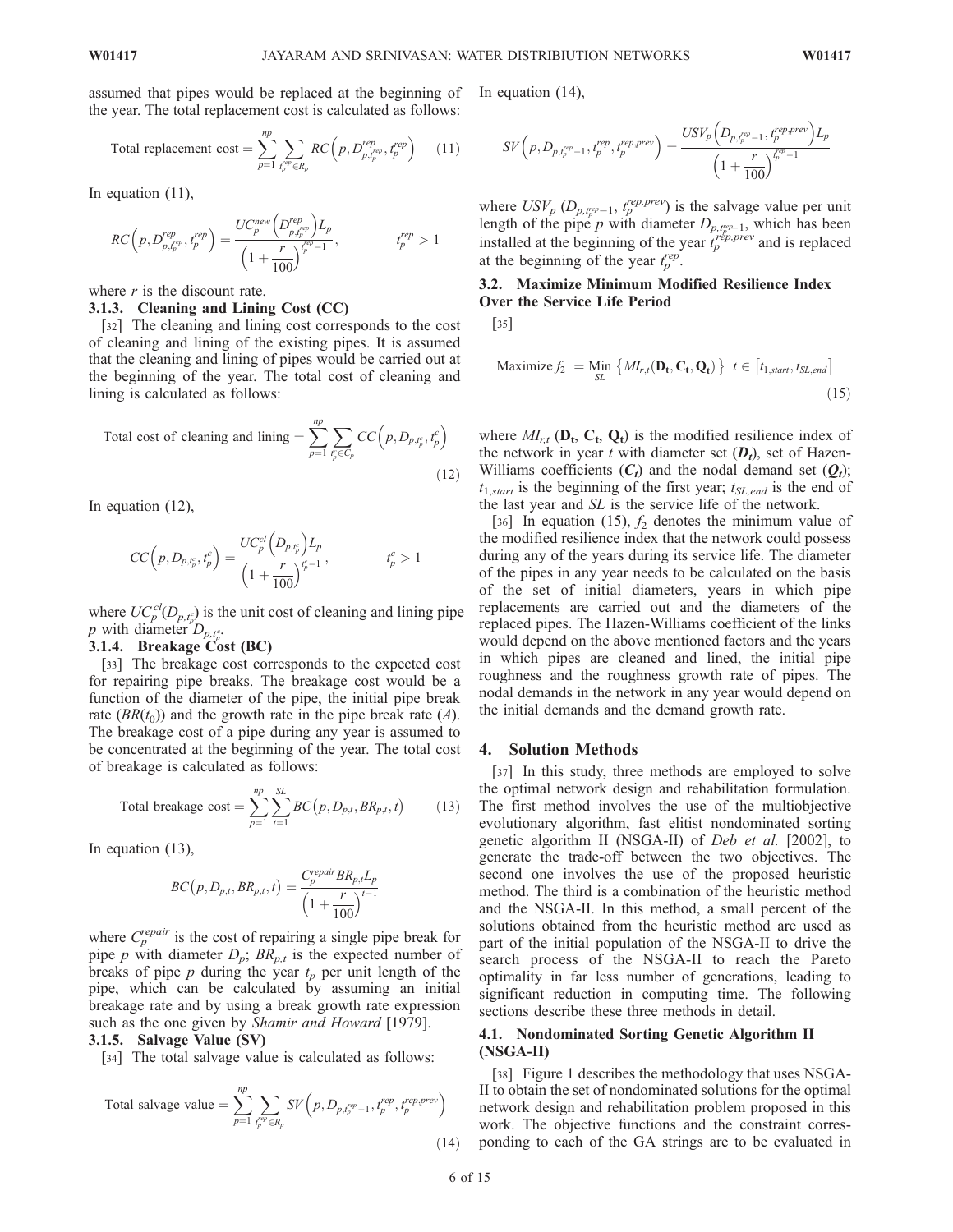assumed that pipes would be replaced at the beginning of the year. The total replacement cost is calculated as follows:

$$\text{Total replacement cost} = \sum_{p=1}^{np} \sum_{t_p^{rep} \in R_p} RC\left(p, D_{p,t_p^{rep}}^{rep}, t_p^{rep}\right) \quad (11)$$

In equation (11),

$$RC\left(p, D_{p,t_p^{rep}}^{rep}, t_p^{rep}\right) = \frac{UC_p^{new}\left(D_{p,t_p^{rep}}^{rep}\right)L_p}{\left(1+\frac{r}{100}\right)^{t_p^{rep}-1}}, \qquad t_p^{rep} > 1$$

where $r$ is the discount rate.

#### 3.1.3. Cleaning and Lining Cost (CC)

[32] The cleaning and lining cost corresponds to the cost of cleaning and lining of the existing pipes. It is assumed that the cleaning and lining of pipes would be carried out at the beginning of the year. The total cost of cleaning and lining is calculated as follows:

$$\text{Total cost of cleaning and lining} = \sum_{p=1}^{np} \sum_{t_p^c \in C_p} CC\left(p, D_{p,t_p^c}, t_p^c\right) \quad (12)$$

In equation (12),

$$CC\left(p, D_{p,t_p^c}, t_p^c\right) = \frac{UC_p^{cl}\left(D_{p,t_p^c}\right)L_p}{\left(1+\frac{r}{100}\right)^{t_p^c-1}}, \qquad t_p^c > 1$$

where $UC_p^{cl}(D_{p,t_p^c})$ is the unit cost of cleaning and lining pipe $p$ with diameter $D_{p,t_p^c}$.

#### 3.1.4. Breakage Cost (BC)

[33] The breakage cost corresponds to the expected cost for repairing pipe breaks. The breakage cost would be a function of the diameter of the pipe, the initial pipe break rate ($BR(t_0)$) and the growth rate in the pipe break rate ($A$). The breakage cost of a pipe during any year is assumed to be concentrated at the beginning of the year. The total cost of breakage is calculated as follows:

$$\text{Total breakage cost} = \sum_{p=1}^{np} \sum_{t=1}^{SL} BC\left(p, D_{p,t}, BR_{p,t}, t\right) \quad (13)$$

In equation (13),

$$BC\left(p, D_{p,t}, BR_{p,t}, t\right) = \frac{C_p^{repair} BR_{p,t} L_p}{\left(1+\frac{r}{100}\right)^{t-1}}$$

where $C_p^{repair}$ is the cost of repairing a single pipe break for pipe $p$ with diameter $D_p$; $BR_{p,t}$ is the expected number of breaks of pipe $p$ during the year $t_p$ per unit length of the pipe, which can be calculated by assuming an initial breakage rate and by using a break growth rate expression such as the one given by *Shamir and Howard* [1979].

#### 3.1.5. Salvage Value (SV)

[34] The total salvage value is calculated as follows:

$$\text{Total salvage value} = \sum_{p=1}^{np} \sum_{t_p^{rep} \in R_p} SV\left(p, D_{p,t_p^{rep}-1}, t_p^{rep}, t_p^{rep,prev}\right) \quad (14)$$

In equation (14),

$$SV\left(p, D_{p,t_p^{rep}-1}, t_p^{rep}, t_p^{rep,prev}\right) = \frac{USV_p\left(D_{p,t_p^{rep}-1}, t_p^{rep,prev}\right)L_p}{\left(1+\frac{r}{100}\right)^{t_p^{rep}-1}}$$

where $USV_p\ (D_{p,t_p^{rep}-1}, t_p^{rep,prev})$ is the salvage value per unit length of the pipe $p$ with diameter $D_{p,t_p^{rep}-1}$, which has been installed at the beginning of the year $t_p^{rep,prev}$ and is replaced at the beginning of the year $t_p^{rep}$.

### 3.2. Maximize Minimum Modified Resilience Index Over the Service Life Period

[35]

$$\text{Maximize } f_2 = \underset{SL}{\text{Min}} \left\{MI_{r,t}(\mathbf{D_t}, \mathbf{C_t}, \mathbf{Q_t})\right\} \quad t \in \left[t_{1,start}, t_{SL,end}\right] \quad (15)$$

where $MI_{r,t}$ ($\mathbf{D_t}$, $\mathbf{C_t}$, $\mathbf{Q_t}$) is the modified resilience index of the network in year $t$ with diameter set ($\boldsymbol{D_t}$), set of Hazen-Williams coefficients ($\boldsymbol{C_t}$) and the nodal demand set ($\boldsymbol{Q_t}$); $t_{1,start}$ is the beginning of the first year; $t_{SL,end}$ is the end of the last year and $SL$ is the service life of the network.

[36] In equation (15), $f_2$ denotes the minimum value of the modified resilience index that the network could possess during any of the years during its service life. The diameter of the pipes in any year needs to be calculated on the basis of the set of initial diameters, years in which pipe replacements are carried out and the diameters of the replaced pipes. The Hazen-Williams coefficient of the links would depend on the above mentioned factors and the years in which pipes are cleaned and lined, the initial pipe roughness and the roughness growth rate of pipes. The nodal demands in the network in any year would depend on the initial demands and the demand growth rate.

## 4. Solution Methods

[37] In this study, three methods are employed to solve the optimal network design and rehabilitation formulation. The first method involves the use of the multiobjective evolutionary algorithm, fast elitist nondominated sorting genetic algorithm II (NSGA-II) of *Deb et al.* [2002], to generate the trade-off between the two objectives. The second one involves the use of the proposed heuristic method. The third is a combination of the heuristic method and the NSGA-II. In this method, a small percent of the solutions obtained from the heuristic method are used as part of the initial population of the NSGA-II to drive the search process of the NSGA-II to reach the Pareto optimality in far less number of generations, leading to significant reduction in computing time. The following sections describe these three methods in detail.

### 4.1. Nondominated Sorting Genetic Algorithm II (NSGA-II)

[38] Figure 1 describes the methodology that uses NSGA-II to obtain the set of nondominated solutions for the optimal network design and rehabilitation problem proposed in this work. The objective functions and the constraint corresponding to each of the GA strings are to be evaluated in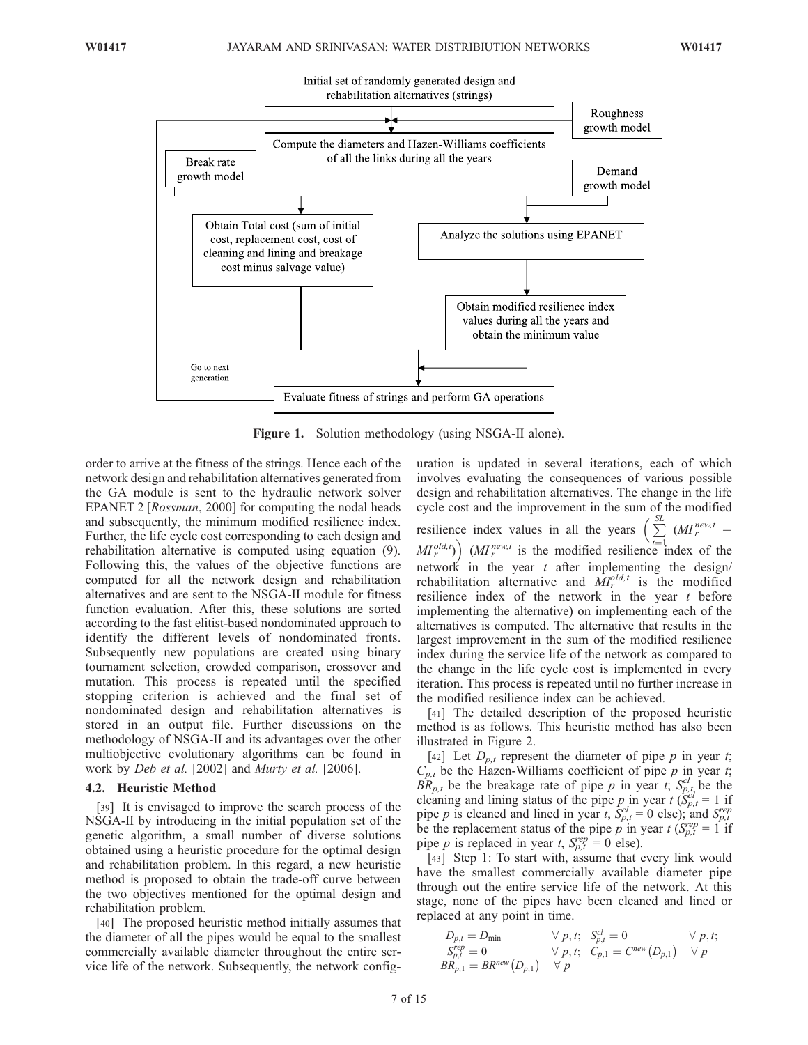Initial set of randomly generated design and rehabilitation alternatives (strings)

Roughness growth model

Compute the diameters and Hazen-Williams coefficients of all the links during all the years

Break rate growth model

Demand growth model

Obtain Total cost (sum of initial cost, replacement cost, cost of cleaning and lining and breakage cost minus salvage value)

Analyze the solutions using EPANET

Obtain modified resilience index values during all the years and obtain the minimum value

Go to next generation

Evaluate fitness of strings and perform GA operations

**Figure 1.** Solution methodology (using NSGA-II alone).

order to arrive at the fitness of the strings. Hence each of the network design and rehabilitation alternatives generated from the GA module is sent to the hydraulic network solver EPANET 2 [*Rossman*, 2000] for computing the nodal heads and subsequently, the minimum modified resilience index. Further, the life cycle cost corresponding to each design and rehabilitation alternative is computed using equation (9). Following this, the values of the objective functions are computed for all the network design and rehabilitation alternatives and are sent to the NSGA-II module for fitness function evaluation. After this, these solutions are sorted according to the fast elitist-based nondominated approach to identify the different levels of nondominated fronts. Subsequently new populations are created using binary tournament selection, crowded comparison, crossover and mutation. This process is repeated until the specified stopping criterion is achieved and the final set of nondominated design and rehabilitation alternatives is stored in an output file. Further discussions on the methodology of NSGA-II and its advantages over the other multiobjective evolutionary algorithms can be found in work by *Deb et al.* [2002] and *Murty et al.* [2006].

## 4.2. Heuristic Method

[39] It is envisaged to improve the search process of the NSGA-II by introducing in the initial population set of the genetic algorithm, a small number of diverse solutions obtained using a heuristic procedure for the optimal design and rehabilitation problem. In this regard, a new heuristic method is proposed to obtain the trade-off curve between the two objectives mentioned for the optimal design and rehabilitation problem.

[40] The proposed heuristic method initially assumes that the diameter of all the pipes would be equal to the smallest commercially available diameter throughout the entire service life of the network. Subsequently, the network configuration is updated in several iterations, each of which involves evaluating the consequences of various possible design and rehabilitation alternatives. The change in the life cycle cost and the improvement in the sum of the modified resilience index values in all the years $\left(\sum_{t=1}^{SL}(MI_r^{new,t} - MI_r^{old,t})\right)$ ($MI_r^{new,t}$ is the modified resilience index of the network in the year $t$ after implementing the design/rehabilitation alternative and $MI_r^{old,t}$ is the modified resilience index of the network in the year $t$ before implementing the alternative) on implementing each of the alternatives is computed. The alternative that results in the largest improvement in the sum of the modified resilience index during the service life of the network as compared to the change in the life cycle cost is implemented in every iteration. This process is repeated until no further increase in the modified resilience index can be achieved.

[41] The detailed description of the proposed heuristic method is as follows. This heuristic method has also been illustrated in Figure 2.

[42] Let $D_{p,t}$ represent the diameter of pipe $p$ in year $t$; $C_{p,t}$ be the Hazen-Williams coefficient of pipe $p$ in year $t$; $BR_{p,t}$ be the breakage rate of pipe $p$ in year $t$; $S_{p,t}^{cl}$ be the cleaning and lining status of the pipe $p$ in year $t$ ($S_{p,t}^{cl} = 1$ if pipe $p$ is cleaned and lined in year $t$, $S_{p,t}^{cl} = 0$ else); and $S_{p,t}^{rep}$ be the replacement status of the pipe $p$ in year $t$ ($S_{p,t}^{rep} = 1$ if pipe $p$ is replaced in year $t$, $S_{p,t}^{rep} = 0$ else).

[43] Step 1: To start with, assume that every link would have the smallest commercially available diameter pipe through out the entire service life of the network. At this stage, none of the pipes have been cleaned and lined or replaced at any point in time.

$$
\begin{aligned}
&D_{p,t} = D_{\min} \quad \forall\, p,t; \quad S_{p,t}^{cl} = 0 \quad \forall\, p,t; \\
&S_{p,t}^{rep} = 0 \quad \forall\, p,t; \quad C_{p,1} = C^{new}(D_{p,1}) \quad \forall\, p \\
&BR_{p,1} = BR^{new}(D_{p,1}) \quad \forall\, p
\end{aligned}
$$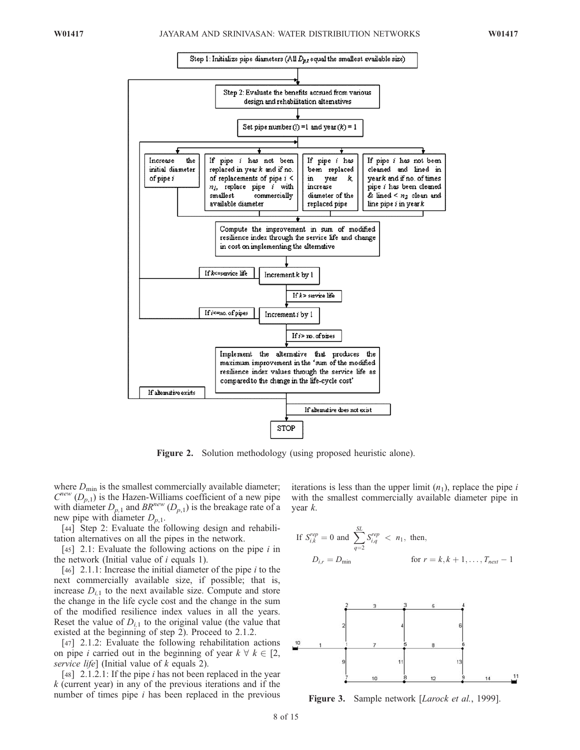Step 1: Initialize pipe diameters (All $D_{p,1}$ equal the smallest available size)

Step 2: Evaluate the benefits accrued from various design and rehabilitation alternatives

Set pipe number (i) = 1 and year (k) = 1

Increase the initial diameter of pipe i

If pipe i has not been replaced in year k and if no. of replacements of pipe i < $n_1$, replace pipe i with smallest commercially available diameter

If pipe i has been replaced in year k, increase diameter of the replaced pipe

If pipe i has not been cleaned and lined in year k and if no. of times pipe i has been cleaned & lined < $n_2$ clean and line pipe i in year k

Compute the improvement in sum of modified resilience index through the service life and change in cost on implementing the alternative

If k<=service life

Increment k by 1

If k> service life

If i<=no. of pipes

Increment i by 1

If i> no. of pipes

Implement the alternative that produces the maximum improvement in the 'sum of the modified resilience index values through the service life as compared to the change in the life-cycle cost'

If alternative exists

If alternative does not exist

STOP

**Figure 2.** Solution methodology (using proposed heuristic alone).

where $D_{\min}$ is the smallest commercially available diameter; $C^{new}$ ($D_{p,1}$) is the Hazen-Williams coefficient of a new pipe with diameter $D_{p,1}$ and $BR^{new}$ ($D_{p,1}$) is the breakage rate of a new pipe with diameter $D_{p,1}$.

[44] Step 2: Evaluate the following design and rehabilitation alternatives on all the pipes in the network.

[45] 2.1: Evaluate the following actions on the pipe $i$ in the network (Initial value of $i$ equals 1).

[46] 2.1.1: Increase the initial diameter of the pipe $i$ to the next commercially available size, if possible; that is, increase $D_{i,1}$ to the next available size. Compute and store the change in the life cycle cost and the change in the sum of the modified resilience index values in all the years. Reset the value of $D_{i,1}$ to the original value (the value that existed at the beginning of step 2). Proceed to 2.1.2.

[47] 2.1.2: Evaluate the following rehabilitation actions on pipe $i$ carried out in the beginning of year $k$ $\forall$ $k \in$ [2, *service life*] (Initial value of $k$ equals 2).

[48] 2.1.2.1: If the pipe $i$ has not been replaced in the year $k$ (current year) in any of the previous iterations and if the number of times pipe $i$ has been replaced in the previous iterations is less than the upper limit ($n_1$), replace the pipe $i$ with the smallest commercially available diameter pipe in year $k$.

$$\text{If } S_{i,k}^{rep} = 0 \text{ and } \sum_{q=2}^{SL} S_{i,q}^{rep} < n_1, \text{ then,}$$

$$D_{i,r} = D_{\min} \qquad \text{for } r = k, k+1, \ldots, T_{next} - 1$$

**Figure 3.** Sample network [*Larock et al.*, 1999].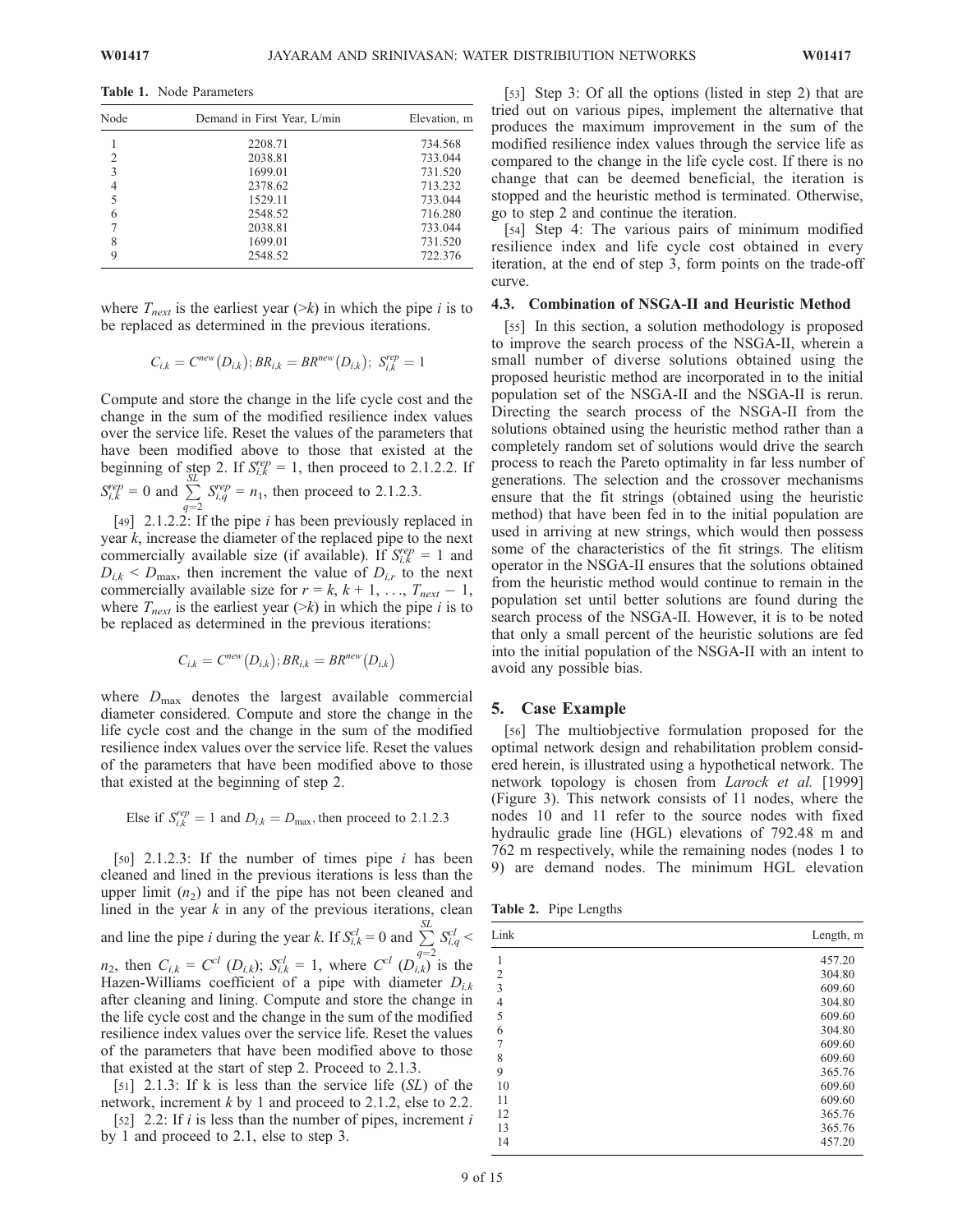**Table 1.** Node Parameters

| Node | Demand in First Year, L/min | Elevation, m |
|---|---|---|
| 1 | 2208.71 | 734.568 |
| 2 | 2038.81 | 733.044 |
| 3 | 1699.01 | 731.520 |
| 4 | 2378.62 | 713.232 |
| 5 | 1529.11 | 733.044 |
| 6 | 2548.52 | 716.280 |
| 7 | 2038.81 | 733.044 |
| 8 | 1699.01 | 731.520 |
| 9 | 2548.52 | 722.376 |

where $T_{next}$ is the earliest year ($>k$) in which the pipe $i$ is to be replaced as determined in the previous iterations.

$$C_{i,k} = C^{new}(D_{i,k}); BR_{i,k} = BR^{new}(D_{i,k}); \; S_{i,k}^{rep} = 1$$

Compute and store the change in the life cycle cost and the change in the sum of the modified resilience index values over the service life. Reset the values of the parameters that have been modified above to those that existed at the beginning of step 2. If $S_{i,k}^{rep} = 1$, then proceed to 2.1.2.2. If $S_{i,k}^{rep} = 0$ and $\sum_{q=2}^{SL} S_{i,q}^{rep} = n_1$, then proceed to 2.1.2.3.

[49] 2.1.2.2: If the pipe $i$ has been previously replaced in year $k$, increase the diameter of the replaced pipe to the next commercially available size (if available). If $S_{i,k}^{rep} = 1$ and $D_{i,k} < D_{\max}$, then increment the value of $D_{i,r}$ to the next commercially available size for $r = k, k+1, \ldots, T_{next} - 1$, where $T_{next}$ is the earliest year ($>k$) in which the pipe $i$ is to be replaced as determined in the previous iterations:

$$C_{i,k} = C^{new}(D_{i,k}); BR_{i,k} = BR^{new}(D_{i,k})$$

where $D_{\max}$ denotes the largest available commercial diameter considered. Compute and store the change in the life cycle cost and the change in the sum of the modified resilience index values over the service life. Reset the values of the parameters that have been modified above to those that existed at the beginning of step 2.

Else if $S_{i,k}^{rep} = 1$ and $D_{i,k} = D_{\max}$, then proceed to 2.1.2.3

[50] 2.1.2.3: If the number of times pipe $i$ has been cleaned and lined in the previous iterations is less than the upper limit ($n_2$) and if the pipe has not been cleaned and lined in the year $k$ in any of the previous iterations, clean and line the pipe $i$ during the year $k$. If $S_{i,k}^{cl} = 0$ and $\sum_{q=2}^{SL} S_{i,q}^{cl} < n_2$, then $C_{i,k} = C^{cl}(D_{i,k})$; $S_{i,k}^{cl} = 1$, where $C^{cl}(D_{i,k})$ is the Hazen-Williams coefficient of a pipe with diameter $D_{i,k}$ after cleaning and lining. Compute and store the change in the life cycle cost and the change in the sum of the modified resilience index values over the service life. Reset the values of the parameters that have been modified above to those that existed at the start of step 2. Proceed to 2.1.3.

[51] 2.1.3: If k is less than the service life ($SL$) of the network, increment $k$ by 1 and proceed to 2.1.2, else to 2.2.

[52] 2.2: If $i$ is less than the number of pipes, increment $i$ by 1 and proceed to 2.1, else to step 3.

[53] Step 3: Of all the options (listed in step 2) that are tried out on various pipes, implement the alternative that produces the maximum improvement in the sum of the modified resilience index values through the service life as compared to the change in the life cycle cost. If there is no change that can be deemed beneficial, the iteration is stopped and the heuristic method is terminated. Otherwise, go to step 2 and continue the iteration.

[54] Step 4: The various pairs of minimum modified resilience index and life cycle cost obtained in every iteration, at the end of step 3, form points on the trade-off curve.

### 4.3. Combination of NSGA-II and Heuristic Method

[55] In this section, a solution methodology is proposed to improve the search process of the NSGA-II, wherein a small number of diverse solutions obtained using the proposed heuristic method are incorporated in to the initial population set of the NSGA-II and the NSGA-II is rerun. Directing the search process of the NSGA-II from the solutions obtained using the heuristic method rather than a completely random set of solutions would drive the search process to reach the Pareto optimality in far less number of generations. The selection and the crossover mechanisms ensure that the fit strings (obtained using the heuristic method) that have been fed in to the initial population are used in arriving at new strings, which would then possess some of the characteristics of the fit strings. The elitism operator in the NSGA-II ensures that the solutions obtained from the heuristic method would continue to remain in the population set until better solutions are found during the search process of the NSGA-II. However, it is to be noted that only a small percent of the heuristic solutions are fed into the initial population of the NSGA-II with an intent to avoid any possible bias.

## 5. Case Example

[56] The multiobjective formulation proposed for the optimal network design and rehabilitation problem considered herein, is illustrated using a hypothetical network. The network topology is chosen from *Larock et al.* [1999] (Figure 3). This network consists of 11 nodes, where the nodes 10 and 11 refer to the source nodes with fixed hydraulic grade line (HGL) elevations of 792.48 m and 762 m respectively, while the remaining nodes (nodes 1 to 9) are demand nodes. The minimum HGL elevation

**Table 2.** Pipe Lengths

| Link | Length, m |
|---|---|
| 1 | 457.20 |
| 2 | 304.80 |
| 3 | 609.60 |
| 4 | 304.80 |
| 5 | 609.60 |
| 6 | 304.80 |
| 7 | 609.60 |
| 8 | 609.60 |
| 9 | 365.76 |
| 10 | 609.60 |
| 11 | 609.60 |
| 12 | 365.76 |
| 13 | 365.76 |
| 14 | 457.20 |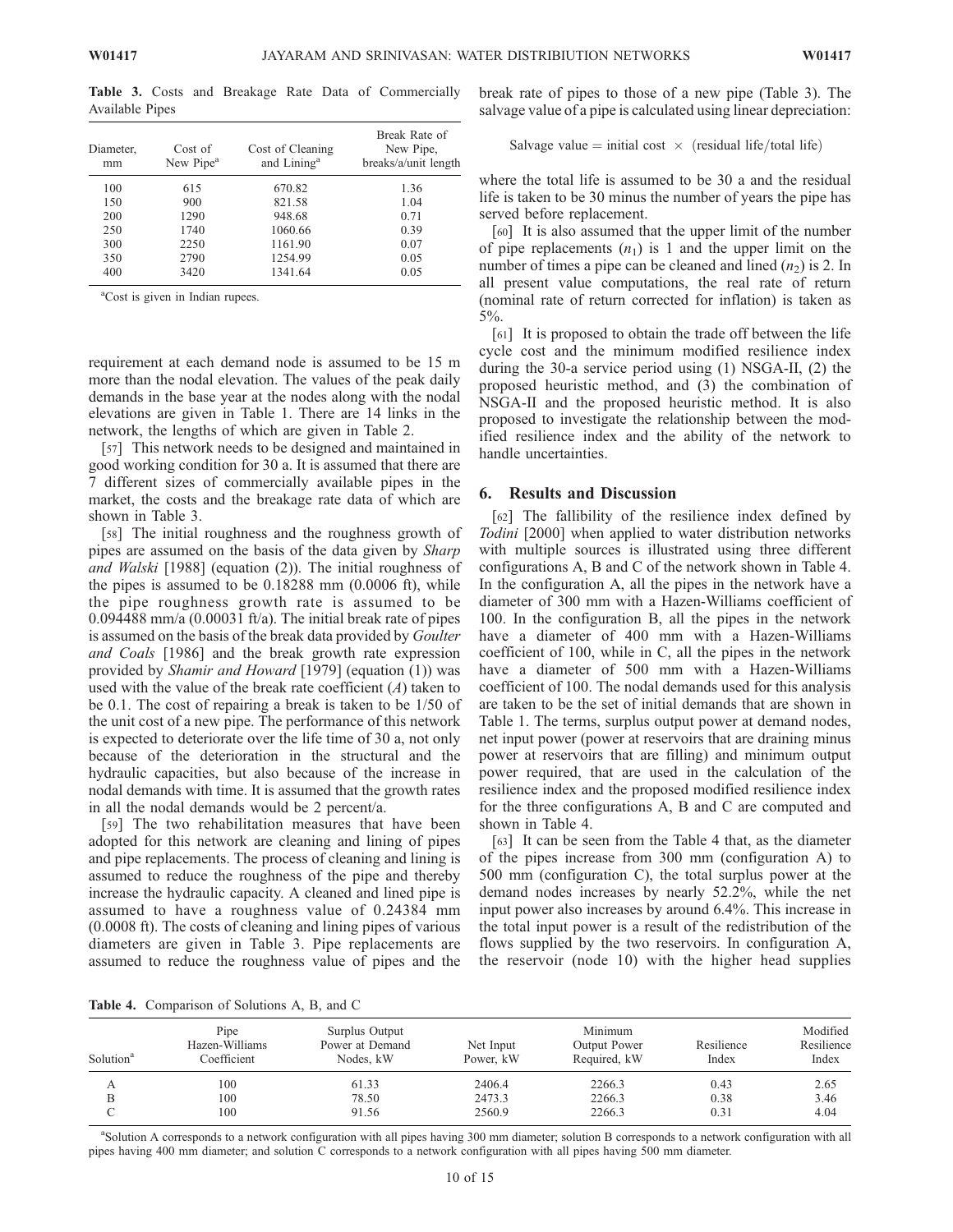**Table 3.** Costs and Breakage Rate Data of Commercially Available Pipes

| Diameter, mm | Cost of New Pipe[a] | Cost of Cleaning and Lining[a] | Break Rate of New Pipe, breaks/a/unit length |
|---|---|---|---|
| 100 | 615 | 670.82 | 1.36 |
| 150 | 900 | 821.58 | 1.04 |
| 200 | 1290 | 948.68 | 0.71 |
| 250 | 1740 | 1060.66 | 0.39 |
| 300 | 2250 | 1161.90 | 0.07 |
| 350 | 2790 | 1254.99 | 0.05 |
| 400 | 3420 | 1341.64 | 0.05 |

[a]Cost is given in Indian rupees.

requirement at each demand node is assumed to be 15 m more than the nodal elevation. The values of the peak daily demands in the base year at the nodes along with the nodal elevations are given in Table 1. There are 14 links in the network, the lengths of which are given in Table 2.

[57] This network needs to be designed and maintained in good working condition for 30 a. It is assumed that there are 7 different sizes of commercially available pipes in the market, the costs and the breakage rate data of which are shown in Table 3.

[58] The initial roughness and the roughness growth of pipes are assumed on the basis of the data given by *Sharp and Walski* [1988] (equation (2)). The initial roughness of the pipes is assumed to be 0.18288 mm (0.0006 ft), while the pipe roughness growth rate is assumed to be 0.094488 mm/a (0.00031 ft/a). The initial break rate of pipes is assumed on the basis of the break data provided by *Goulter and Coals* [1986] and the break growth rate expression provided by *Shamir and Howard* [1979] (equation (1)) was used with the value of the break rate coefficient ($A$) taken to be 0.1. The cost of repairing a break is taken to be 1/50 of the unit cost of a new pipe. The performance of this network is expected to deteriorate over the life time of 30 a, not only because of the deterioration in the structural and the hydraulic capacities, but also because of the increase in nodal demands with time. It is assumed that the growth rates in all the nodal demands would be 2 percent/a.

[59] The two rehabilitation measures that have been adopted for this network are cleaning and lining of pipes and pipe replacements. The process of cleaning and lining is assumed to reduce the roughness of the pipe and thereby increase the hydraulic capacity. A cleaned and lined pipe is assumed to have a roughness value of 0.24384 mm (0.0008 ft). The costs of cleaning and lining pipes of various diameters are given in Table 3. Pipe replacements are assumed to reduce the roughness value of pipes and the break rate of pipes to those of a new pipe (Table 3). The salvage value of a pipe is calculated using linear depreciation:

$$\text{Salvage value} = \text{initial cost} \times (\text{residual life}/\text{total life})$$

where the total life is assumed to be 30 a and the residual life is taken to be 30 minus the number of years the pipe has served before replacement.

[60] It is also assumed that the upper limit of the number of pipe replacements ($n_1$) is 1 and the upper limit on the number of times a pipe can be cleaned and lined ($n_2$) is 2. In all present value computations, the real rate of return (nominal rate of return corrected for inflation) is taken as 5%.

[61] It is proposed to obtain the trade off between the life cycle cost and the minimum modified resilience index during the 30-a service period using (1) NSGA-II, (2) the proposed heuristic method, and (3) the combination of NSGA-II and the proposed heuristic method. It is also proposed to investigate the relationship between the modified resilience index and the ability of the network to handle uncertainties.

## 6. Results and Discussion

[62] The fallibility of the resilience index defined by *Todini* [2000] when applied to water distribution networks with multiple sources is illustrated using three different configurations A, B and C of the network shown in Table 4. In the configuration A, all the pipes in the network have a diameter of 300 mm with a Hazen-Williams coefficient of 100. In the configuration B, all the pipes in the network have a diameter of 400 mm with a Hazen-Williams coefficient of 100, while in C, all the pipes in the network have a diameter of 500 mm with a Hazen-Williams coefficient of 100. The nodal demands used for this analysis are taken to be the set of initial demands that are shown in Table 1. The terms, surplus output power at demand nodes, net input power (power at reservoirs that are draining minus power at reservoirs that are filling) and minimum output power required, that are used in the calculation of the resilience index and the proposed modified resilience index for the three configurations A, B and C are computed and shown in Table 4.

[63] It can be seen from the Table 4 that, as the diameter of the pipes increase from 300 mm (configuration A) to 500 mm (configuration C), the total surplus power at the demand nodes increases by nearly 52.2%, while the net input power also increases by around 6.4%. This increase in the total input power is a result of the redistribution of the flows supplied by the two reservoirs. In configuration A, the reservoir (node 10) with the higher head supplies

**Table 4.** Comparison of Solutions A, B, and C

| Solution[a] | Pipe Hazen-Williams Coefficient | Surplus Output Power at Demand Nodes, kW | Net Input Power, kW | Minimum Output Power Required, kW | Resilience Index | Modified Resilience Index |
|---|---|---|---|---|---|---|
| A | 100 | 61.33 | 2406.4 | 2266.3 | 0.43 | 2.65 |
| B | 100 | 78.50 | 2473.3 | 2266.3 | 0.38 | 3.46 |
| C | 100 | 91.56 | 2560.9 | 2266.3 | 0.31 | 4.04 |

[a]Solution A corresponds to a network configuration with all pipes having 300 mm diameter; solution B corresponds to a network configuration with all pipes having 400 mm diameter; and solution C corresponds to a network configuration with all pipes having 500 mm diameter.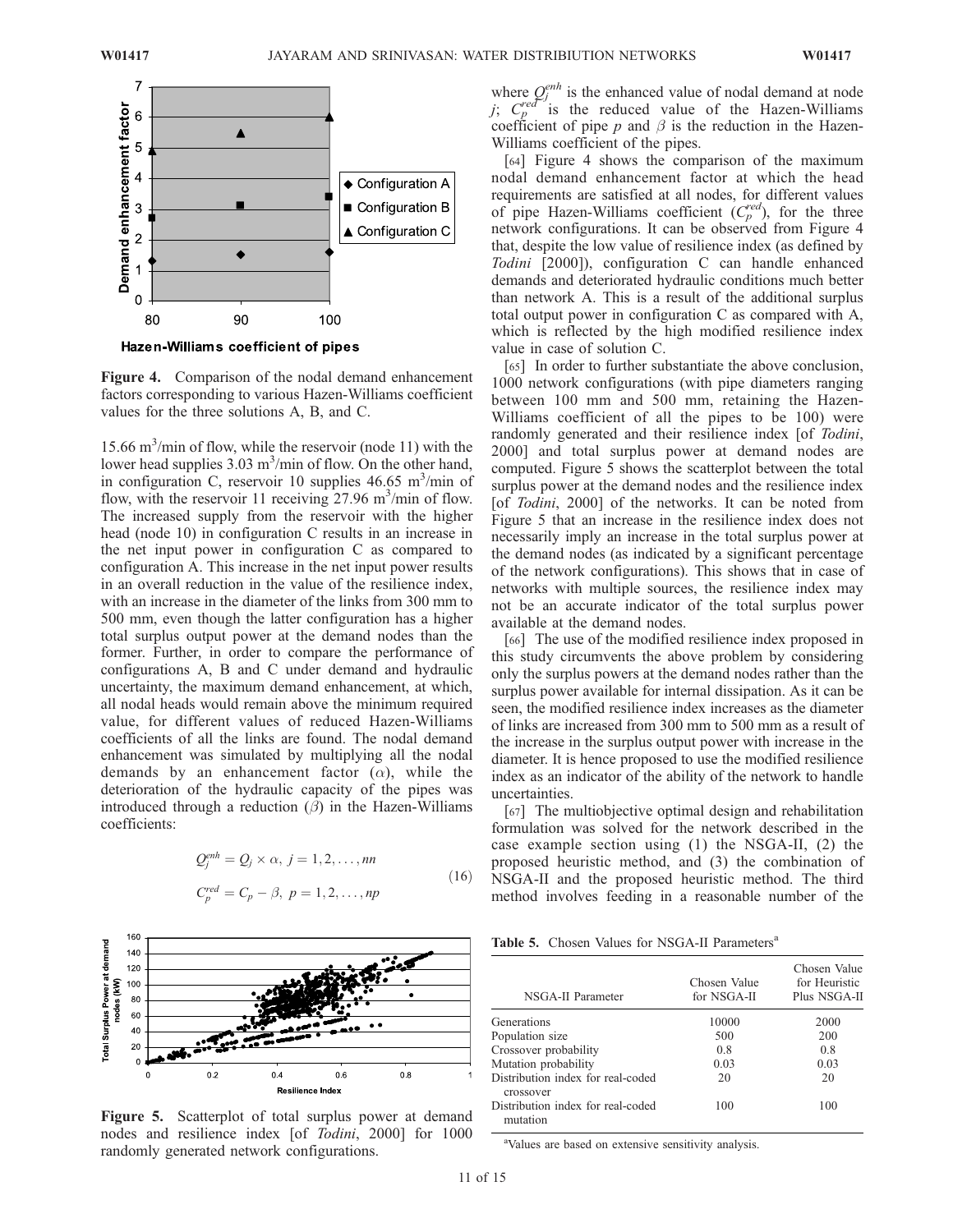Demand enhancement factor

7
6
5
4
3
2
1
0

80
90
100

Hazen-Williams coefficient of pipes

◆ Configuration A
■ Configuration B
▲ Configuration C

**Figure 4.** Comparison of the nodal demand enhancement factors corresponding to various Hazen-Williams coefficient values for the three solutions A, B, and C.

15.66 $m^3$/min of flow, while the reservoir (node 11) with the lower head supplies 3.03 $m^3$/min of flow. On the other hand, in configuration C, reservoir 10 supplies 46.65 $m^3$/min of flow, with the reservoir 11 receiving 27.96 $m^3$/min of flow. The increased supply from the reservoir with the higher head (node 10) in configuration C results in an increase in the net input power in configuration C as compared to configuration A. This increase in the net input power results in an overall reduction in the value of the resilience index, with an increase in the diameter of the links from 300 mm to 500 mm, even though the latter configuration has a higher total surplus output power at the demand nodes than the former. Further, in order to compare the performance of configurations A, B and C under demand and hydraulic uncertainty, the maximum demand enhancement, at which, all nodal heads would remain above the minimum required value, for different values of reduced Hazen-Williams coefficients of all the links are found. The nodal demand enhancement was simulated by multiplying all the nodal demands by an enhancement factor ($\alpha$), while the deterioration of the hydraulic capacity of the pipes was introduced through a reduction ($\beta$) in the Hazen-Williams coefficients:

$$
\begin{aligned}
Q_j^{enh} &= Q_j \times \alpha,\ j = 1, 2, \ldots, nn \\
C_p^{red} &= C_p - \beta,\ p = 1, 2, \ldots, np
\end{aligned}
\tag{16}
$$

Total Surplus Power at demand nodes (kW)

160
140
120
100
80
60
40
20
0

0
0.2
0.4
0.6
0.8
1

Resilience Index

**Figure 5.** Scatterplot of total surplus power at demand nodes and resilience index [of *Todini*, 2000] for 1000 randomly generated network configurations.

where $Q_j^{enh}$ is the enhanced value of nodal demand at node $j$; $C_p^{red}$ is the reduced value of the Hazen-Williams coefficient of pipe $p$ and $\beta$ is the reduction in the Hazen-Williams coefficient of the pipes.

[64] Figure 4 shows the comparison of the maximum nodal demand enhancement factor at which the head requirements are satisfied at all nodes, for different values of pipe Hazen-Williams coefficient ($C_p^{red}$), for the three network configurations. It can be observed from Figure 4 that, despite the low value of resilience index (as defined by *Todini* [2000]), configuration C can handle enhanced demands and deteriorated hydraulic conditions much better than network A. This is a result of the additional surplus total output power in configuration C as compared with A, which is reflected by the high modified resilience index value in case of solution C.

[65] In order to further substantiate the above conclusion, 1000 network configurations (with pipe diameters ranging between 100 mm and 500 mm, retaining the Hazen-Williams coefficient of all the pipes to be 100) were randomly generated and their resilience index [of *Todini*, 2000] and total surplus power at demand nodes are computed. Figure 5 shows the scatterplot between the total surplus power at the demand nodes and the resilience index [of *Todini*, 2000] of the networks. It can be noted from Figure 5 that an increase in the resilience index does not necessarily imply an increase in the total surplus power at the demand nodes (as indicated by a significant percentage of the network configurations). This shows that in case of networks with multiple sources, the resilience index may not be an accurate indicator of the total surplus power available at the demand nodes.

[66] The use of the modified resilience index proposed in this study circumvents the above problem by considering only the surplus powers at the demand nodes rather than the surplus power available for internal dissipation. As it can be seen, the modified resilience index increases as the diameter of links are increased from 300 mm to 500 mm as a result of the increase in the surplus output power with increase in the diameter. It is hence proposed to use the modified resilience index as an indicator of the ability of the network to handle uncertainties.

[67] The multiobjective optimal design and rehabilitation formulation was solved for the network described in the case example section using (1) the NSGA-II, (2) the proposed heuristic method, and (3) the combination of NSGA-II and the proposed heuristic method. The third method involves feeding in a reasonable number of the

**Table 5.** Chosen Values for NSGA-II Parameters[a]

| NSGA-II Parameter | Chosen Value for NSGA-II | Chosen Value for Heuristic Plus NSGA-II |
|---|---|---|
| Generations | 10000 | 2000 |
| Population size | 500 | 200 |
| Crossover probability | 0.8 | 0.8 |
| Mutation probability | 0.03 | 0.03 |
| Distribution index for real-coded crossover | 20 | 20 |
| Distribution index for real-coded mutation | 100 | 100 |

[a]Values are based on extensive sensitivity analysis.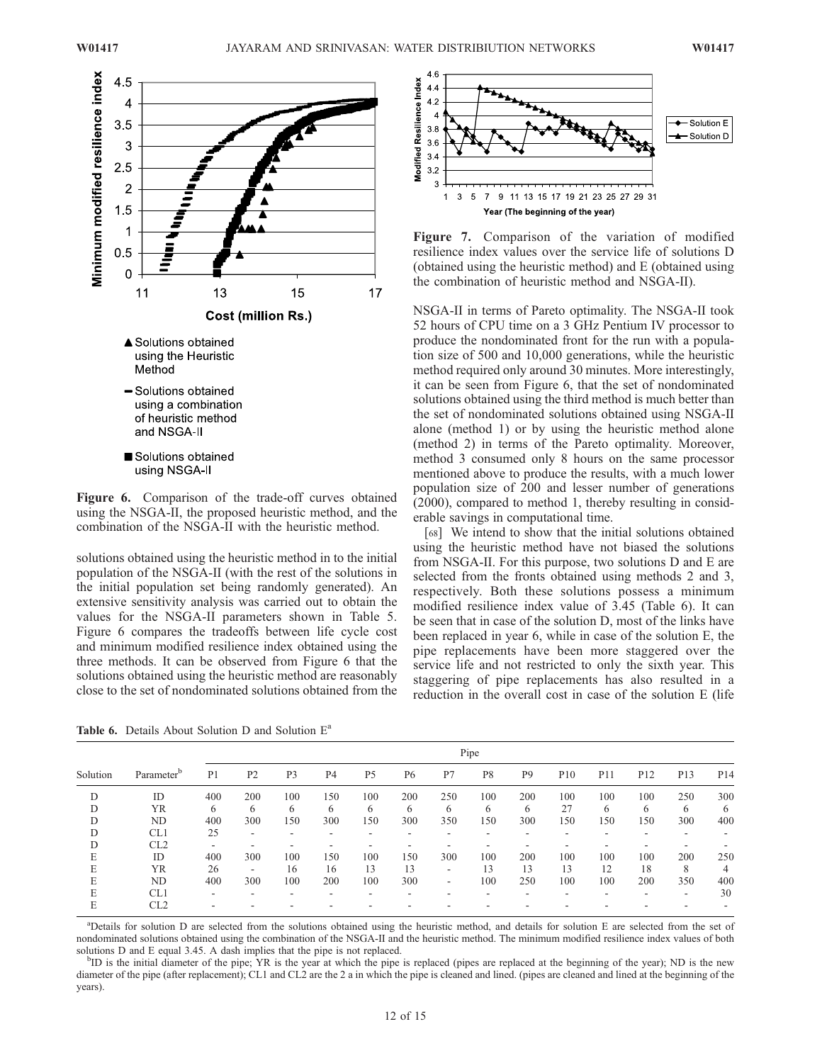Minimum modified resilience index

4.5
4
3.5
3
2.5
2
1.5
1
0.5
0

11 13 15 17

Cost (million Rs.)

▲ Solutions obtained using the Heuristic Method

▬ Solutions obtained using a combination of heuristic method and NSGA-II

■ Solutions obtained using NSGA-II

**Figure 6.** Comparison of the trade-off curves obtained using the NSGA-II, the proposed heuristic method, and the combination of the NSGA-II with the heuristic method.

solutions obtained using the heuristic method in to the initial population of the NSGA-II (with the rest of the solutions in the initial population set being randomly generated). An extensive sensitivity analysis was carried out to obtain the values for the NSGA-II parameters shown in Table 5. Figure 6 compares the tradeoffs between life cycle cost and minimum modified resilience index obtained using the three methods. It can be observed from Figure 6 that the solutions obtained using the heuristic method are reasonably close to the set of nondominated solutions obtained from the

Modified Resilience Index

4.6
4.4
4.2
4
3.8
3.6
3.4
3.2
3

1 3 5 7 9 11 13 15 17 19 21 23 25 27 29 31

Year (The beginning of the year)

Solution E

Solution D

**Figure 7.** Comparison of the variation of modified resilience index values over the service life of solutions D (obtained using the heuristic method) and E (obtained using the combination of heuristic method and NSGA-II).

NSGA-II in terms of Pareto optimality. The NSGA-II took 52 hours of CPU time on a 3 GHz Pentium IV processor to produce the nondominated front for the run with a population size of 500 and 10,000 generations, while the heuristic method required only around 30 minutes. More interestingly, it can be seen from Figure 6, that the set of nondominated solutions obtained using the third method is much better than the set of nondominated solutions obtained using NSGA-II alone (method 1) or by using the heuristic method alone (method 2) in terms of the Pareto optimality. Moreover, method 3 consumed only 8 hours on the same processor mentioned above to produce the results, with a much lower population size of 200 and lesser number of generations (2000), compared to method 1, thereby resulting in considerable savings in computational time.

[68] We intend to show that the initial solutions obtained using the heuristic method have not biased the solutions from NSGA-II. For this purpose, two solutions D and E are selected from the fronts obtained using methods 2 and 3, respectively. Both these solutions possess a minimum modified resilience index value of 3.45 (Table 6). It can be seen that in case of the solution D, most of the links have been replaced in year 6, while in case of the solution E, the pipe replacements have been more staggered over the service life and not restricted to only the sixth year. This staggering of pipe replacements has also resulted in a reduction in the overall cost in case of the solution E (life

**Table 6.** Details About Solution D and Solution E[a]

| Solution | Parameter[b] | Pipe | | | | | | | | | | | | | |
|---|---|---|---|---|---|---|---|---|---|---|---|---|---|---|---|
| | | P1 | P2 | P3 | P4 | P5 | P6 | P7 | P8 | P9 | P10 | P11 | P12 | P13 | P14 |
| D | ID | 400 | 200 | 100 | 150 | 100 | 200 | 250 | 100 | 200 | 100 | 100 | 100 | 250 | 300 |
| D | YR | 6 | 6 | 6 | 6 | 6 | 6 | 6 | 6 | 6 | 27 | 6 | 6 | 6 | 6 |
| D | ND | 400 | 300 | 150 | 300 | 150 | 300 | 350 | 150 | 300 | 150 | 150 | 150 | 300 | 400 |
| D | CL1 | 25 | - | - | - | - | - | - | - | - | - | - | - | - | - |
| D | CL2 | - | - | - | - | - | - | - | - | - | - | - | - | - | - |
| E | ID | 400 | 300 | 100 | 150 | 100 | 150 | 300 | 100 | 200 | 100 | 100 | 100 | 200 | 250 |
| E | YR | 26 | - | 16 | 16 | 13 | 13 | - | 13 | 13 | 13 | 12 | 18 | 8 | 4 |
| E | ND | 400 | 300 | 100 | 200 | 100 | 300 | - | 100 | 250 | 100 | 100 | 200 | 350 | 400 |
| E | CL1 | - | - | - | - | - | - | - | - | - | - | - | - | - | 30 |
| E | CL2 | - | - | - | - | - | - | - | - | - | - | - | - | - | - |

[a]Details for solution D are selected from the solutions obtained using the heuristic method, and details for solution E are selected from the set of nondominated solutions obtained using the combination of the NSGA-II and the heuristic method. The minimum modified resilience index values of both solutions D and E equal 3.45. A dash implies that the pipe is not replaced.

[b]ID is the initial diameter of the pipe; YR is the year at which the pipe is replaced (pipes are replaced at the beginning of the year); ND is the new diameter of the pipe (after replacement); CL1 and CL2 are the 2 a in which the pipe is cleaned and lined. (pipes are cleaned and lined at the beginning of the years).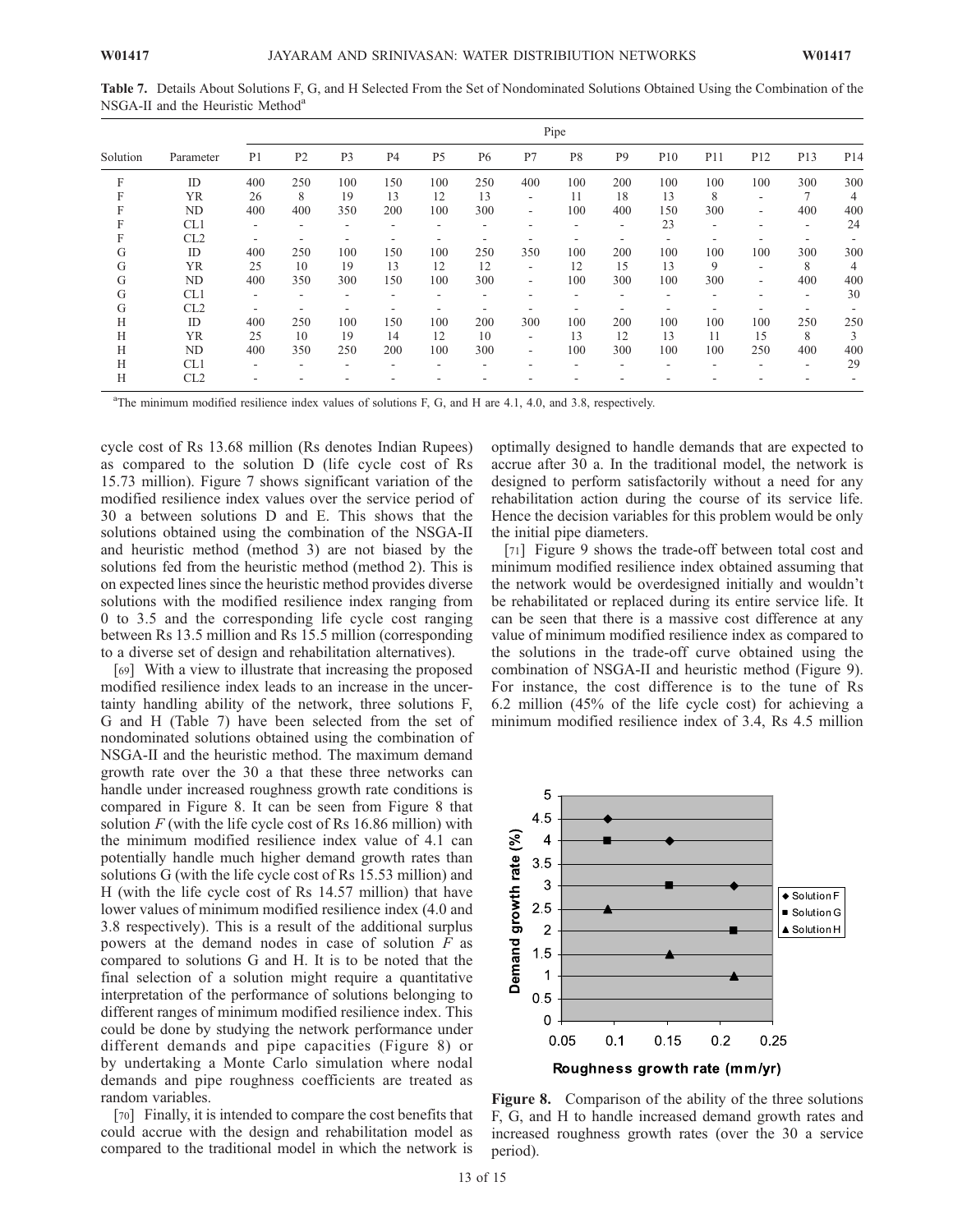Table 7. Details About Solutions F, G, and H Selected From the Set of Nondominated Solutions Obtained Using the Combination of the NSGA-II and the Heuristic Method[a]

| Solution | Parameter | Pipe | | | | | | | | | | | | | |
|---|---|---|---|---|---|---|---|---|---|---|---|---|---|---|---|
| | | P1 | P2 | P3 | P4 | P5 | P6 | P7 | P8 | P9 | P10 | P11 | P12 | P13 | P14 |
| F | ID | 400 | 250 | 100 | 150 | 100 | 250 | 400 | 100 | 200 | 100 | 100 | 100 | 300 | 300 |
| F | YR | 26 | 8 | 19 | 13 | 12 | 13 | - | 11 | 18 | 13 | 8 | - | 7 | 4 |
| F | ND | 400 | 400 | 350 | 200 | 100 | 300 | - | 100 | 400 | 150 | 300 | - | 400 | 400 |
| F | CL1 | - | - | - | - | - | - | - | - | - | 23 | - | - | - | 24 |
| F | CL2 | - | - | - | - | - | - | - | - | - | - | - | - | - | - |
| G | ID | 400 | 250 | 100 | 150 | 100 | 250 | 350 | 100 | 200 | 100 | 100 | 100 | 300 | 300 |
| G | YR | 25 | 10 | 19 | 13 | 12 | 12 | - | 12 | 15 | 13 | 9 | - | 8 | 4 |
| G | ND | 400 | 350 | 300 | 150 | 100 | 300 | - | 100 | 300 | 100 | 300 | - | 400 | 400 |
| G | CL1 | - | - | - | - | - | - | - | - | - | - | - | - | - | 30 |
| G | CL2 | - | - | - | - | - | - | - | - | - | - | - | - | - | - |
| H | ID | 400 | 250 | 100 | 150 | 100 | 200 | 300 | 100 | 200 | 100 | 100 | 100 | 250 | 250 |
| H | YR | 25 | 10 | 19 | 14 | 12 | 10 | - | 13 | 12 | 13 | 11 | 15 | 8 | 3 |
| H | ND | 400 | 350 | 250 | 200 | 100 | 300 | - | 100 | 300 | 100 | 100 | 250 | 400 | 400 |
| H | CL1 | - | - | - | - | - | - | - | - | - | - | - | - | - | 29 |
| H | CL2 | - | - | - | - | - | - | - | - | - | - | - | - | - | - |

[a]The minimum modified resilience index values of solutions F, G, and H are 4.1, 4.0, and 3.8, respectively.

cycle cost of Rs 13.68 million (Rs denotes Indian Rupees) as compared to the solution D (life cycle cost of Rs 15.73 million). Figure 7 shows significant variation of the modified resilience index values over the service period of 30 a between solutions D and E. This shows that the solutions obtained using the combination of the NSGA-II and heuristic method (method 3) are not biased by the solutions fed from the heuristic method (method 2). This is on expected lines since the heuristic method provides diverse solutions with the modified resilience index ranging from 0 to 3.5 and the corresponding life cycle cost ranging between Rs 13.5 million and Rs 15.5 million (corresponding to a diverse set of design and rehabilitation alternatives).

[69] With a view to illustrate that increasing the proposed modified resilience index leads to an increase in the uncertainty handling ability of the network, three solutions F, G and H (Table 7) have been selected from the set of nondominated solutions obtained using the combination of NSGA-II and the heuristic method. The maximum demand growth rate over the 30 a that these three networks can handle under increased roughness growth rate conditions is compared in Figure 8. It can be seen from Figure 8 that solution *F* (with the life cycle cost of Rs 16.86 million) with the minimum modified resilience index value of 4.1 can potentially handle much higher demand growth rates than solutions G (with the life cycle cost of Rs 15.53 million) and H (with the life cycle cost of Rs 14.57 million) that have lower values of minimum modified resilience index (4.0 and 3.8 respectively). This is a result of the additional surplus powers at the demand nodes in case of solution *F* as compared to solutions G and H. It is to be noted that the final selection of a solution might require a quantitative interpretation of the performance of solutions belonging to different ranges of minimum modified resilience index. This could be done by studying the network performance under different demands and pipe capacities (Figure 8) or by undertaking a Monte Carlo simulation where nodal demands and pipe roughness coefficients are treated as random variables.

[70] Finally, it is intended to compare the cost benefits that could accrue with the design and rehabilitation model as compared to the traditional model in which the network is optimally designed to handle demands that are expected to accrue after 30 a. In the traditional model, the network is designed to perform satisfactorily without a need for any rehabilitation action during the course of its service life. Hence the decision variables for this problem would be only the initial pipe diameters.

[71] Figure 9 shows the trade-off between total cost and minimum modified resilience index obtained assuming that the network would be overdesigned initially and wouldn't be rehabilitated or replaced during its entire service life. It can be seen that there is a massive cost difference at any value of minimum modified resilience index as compared to the solutions in the trade-off curve obtained using the combination of NSGA-II and heuristic method (Figure 9). For instance, the cost difference is to the tune of Rs 6.2 million (45% of the life cycle cost) for achieving a minimum modified resilience index of 3.4, Rs 4.5 million

Demand growth rate (%)
5
4.5
4
3.5
3
2.5
2
1.5
1
0.5
0
0.05 0.1 0.15 0.2 0.25
Roughness growth rate (mm/yr)
Solution F
Solution G
Solution H

Figure 8. Comparison of the ability of the three solutions F, G, and H to handle increased demand growth rates and increased roughness growth rates (over the 30 a service period).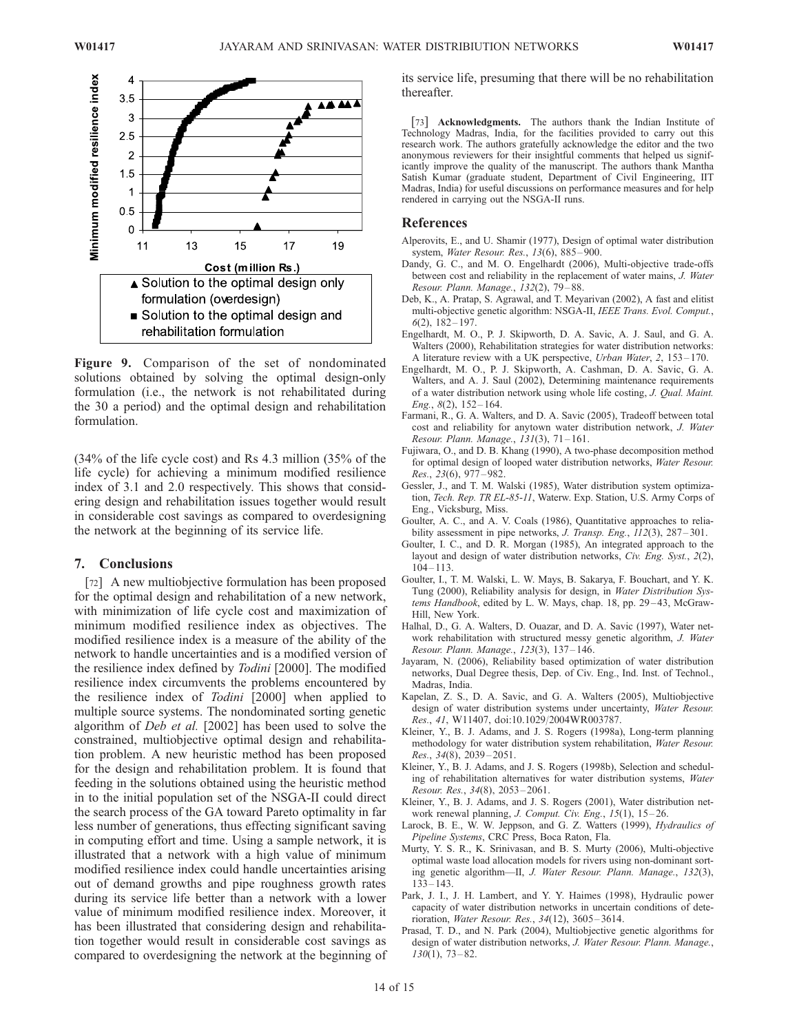Minimum modified resilience index

4
3.5
3
2.5
2
1.5
1
0.5
0

11 13 15 17 19

Cost (million Rs.)

▲ Solution to the optimal design only formulation (overdesign)

■ Solution to the optimal design and rehabilitation formulation

**Figure 9.** Comparison of the set of nondominated solutions obtained by solving the optimal design-only formulation (i.e., the network is not rehabilitated during the 30 a period) and the optimal design and rehabilitation formulation.

(34% of the life cycle cost) and Rs 4.3 million (35% of the life cycle) for achieving a minimum modified resilience index of 3.1 and 2.0 respectively. This shows that considering design and rehabilitation issues together would result in considerable cost savings as compared to overdesigning the network at the beginning of its service life.

## 7. Conclusions

[72] A new multiobjective formulation has been proposed for the optimal design and rehabilitation of a new network, with minimization of life cycle cost and maximization of minimum modified resilience index as objectives. The modified resilience index is a measure of the ability of the network to handle uncertainties and is a modified version of the resilience index defined by *Todini* [2000]. The modified resilience index circumvents the problems encountered by the resilience index of *Todini* [2000] when applied to multiple source systems. The nondominated sorting genetic algorithm of *Deb et al.* [2002] has been used to solve the constrained, multiobjective optimal design and rehabilitation problem. A new heuristic method has been proposed for the design and rehabilitation problem. It is found that feeding in the solutions obtained using the heuristic method in to the initial population set of the NSGA-II could direct the search process of the GA toward Pareto optimality in far less number of generations, thus effecting significant saving in computing effort and time. Using a sample network, it is illustrated that a network with a high value of minimum modified resilience index could handle uncertainties arising out of demand growths and pipe roughness growth rates during its service life better than a network with a lower value of minimum modified resilience index. Moreover, it has been illustrated that considering design and rehabilitation together would result in considerable cost savings as compared to overdesigning the network at the beginning of its service life, presuming that there will be no rehabilitation thereafter.

[73] **Acknowledgments.** The authors thank the Indian Institute of Technology Madras, India, for the facilities provided to carry out this research work. The authors gratefully acknowledge the editor and the two anonymous reviewers for their insightful comments that helped us significantly improve the quality of the manuscript. The authors thank Mantha Satish Kumar (graduate student, Department of Civil Engineering, IIT Madras, India) for useful discussions on performance measures and for help rendered in carrying out the NSGA-II runs.

## References

Alperovits, E., and U. Shamir (1977), Design of optimal water distribution system, *Water Resour. Res.*, *13*(6), 885–900.

Dandy, G. C., and M. O. Engelhardt (2006), Multi-objective trade-offs between cost and reliability in the replacement of water mains, *J. Water Resour. Plann. Manage.*, *132*(2), 79–88.

Deb, K., A. Pratap, S. Agrawal, and T. Meyarivan (2002), A fast and elitist multi-objective genetic algorithm: NSGA-II, *IEEE Trans. Evol. Comput.*, *6*(2), 182–197.

Engelhardt, M. O., P. J. Skipworth, D. A. Savic, A. J. Saul, and G. A. Walters (2000), Rehabilitation strategies for water distribution networks: A literature review with a UK perspective, *Urban Water*, *2*, 153–170.

Engelhardt, M. O., P. J. Skipworth, A. Cashman, D. A. Savic, G. A. Walters, and A. J. Saul (2002), Determining maintenance requirements of a water distribution network using whole life costing, *J. Qual. Maint. Eng.*, *8*(2), 152–164.

Farmani, R., G. A. Walters, and D. A. Savic (2005), Tradeoff between total cost and reliability for anytown water distribution network, *J. Water Resour. Plann. Manage.*, *131*(3), 71–161.

Fujiwara, O., and D. B. Khang (1990), A two-phase decomposition method for optimal design of looped water distribution networks, *Water Resour. Res.*, *23*(6), 977–982.

Gessler, J., and T. M. Walski (1985), Water distribution system optimization, *Tech. Rep. TR EL-85-11*, Waterw. Exp. Station, U.S. Army Corps of Eng., Vicksburg, Miss.

Goulter, A. C., and A. V. Coals (1986), Quantitative approaches to reliability assessment in pipe networks, *J. Transp. Eng.*, *112*(3), 287–301.

Goulter, I. C., and D. R. Morgan (1985), An integrated approach to the layout and design of water distribution networks, *Civ. Eng. Syst.*, *2*(2), 104–113.

Goulter, I., T. M. Walski, L. W. Mays, B. Sakarya, F. Bouchart, and Y. K. Tung (2000), Reliability analysis for design, in *Water Distribution Systems Handbook*, edited by L. W. Mays, chap. 18, pp. 29–43, McGraw-Hill, New York.

Halhal, D., G. A. Walters, D. Ouazar, and D. A. Savic (1997), Water network rehabilitation with structured messy genetic algorithm, *J. Water Resour. Plann. Manage.*, *123*(3), 137–146.

Jayaram, N. (2006), Reliability based optimization of water distribution networks, Dual Degree thesis, Dep. of Civ. Eng., Ind. Inst. of Technol., Madras, India.

Kapelan, Z. S., D. A. Savic, and G. A. Walters (2005), Multiobjective design of water distribution systems under uncertainty, *Water Resour. Res.*, *41*, W11407, doi:10.1029/2004WR003787.

Kleiner, Y., B. J. Adams, and J. S. Rogers (1998a), Long-term planning methodology for water distribution system rehabilitation, *Water Resour. Res.*, *34*(8), 2039–2051.

Kleiner, Y., B. J. Adams, and J. S. Rogers (1998b), Selection and scheduling of rehabilitation alternatives for water distribution systems, *Water Resour. Res.*, *34*(8), 2053–2061.

Kleiner, Y., B. J. Adams, and J. S. Rogers (2001), Water distribution network renewal planning, *J. Comput. Civ. Eng.*, *15*(1), 15–26.

Larock, B. E., W. W. Jeppson, and G. Z. Watters (1999), *Hydraulics of Pipeline Systems*, CRC Press, Boca Raton, Fla.

Murty, Y. S. R., K. Srinivasan, and B. S. Murty (2006), Multi-objective optimal waste load allocation models for rivers using non-dominant sorting genetic algorithm—II, *J. Water Resour. Plann. Manage.*, *132*(3), 133–143.

Park, J. I., J. H. Lambert, and Y. Y. Haimes (1998), Hydraulic power capacity of water distribution networks in uncertain conditions of deterioration, *Water Resour. Res.*, *34*(12), 3605–3614.

Prasad, T. D., and N. Park (2004), Multiobjective genetic algorithms for design of water distribution networks, *J. Water Resour. Plann. Manage.*, *130*(1), 73–82.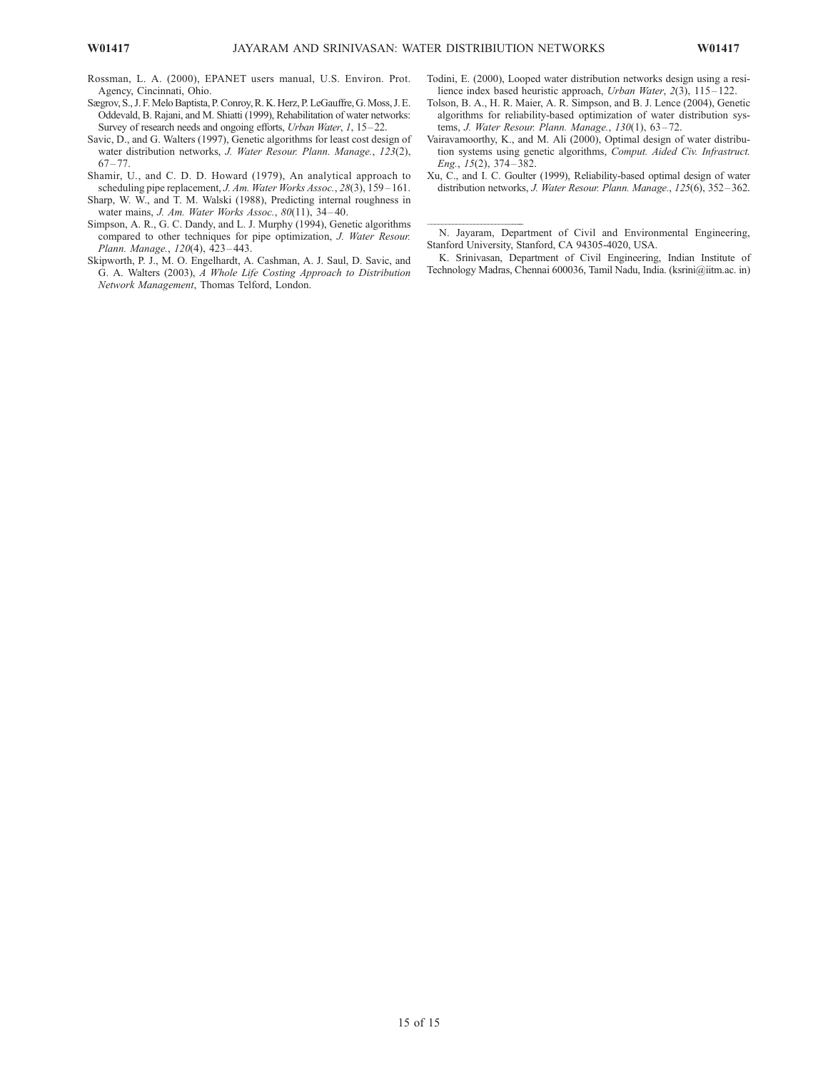Rossman, L. A. (2000), EPANET users manual, U.S. Environ. Prot. Agency, Cincinnati, Ohio.

Sægrov, S., J. F. Melo Baptista, P. Conroy, R. K. Herz, P. LeGauffre, G. Moss, J. E. Oddevald, B. Rajani, and M. Shiatti (1999), Rehabilitation of water networks: Survey of research needs and ongoing efforts, *Urban Water*, *1*, 15–22.

Savic, D., and G. Walters (1997), Genetic algorithms for least cost design of water distribution networks, *J. Water Resour. Plann. Manage.*, *123*(2), 67–77.

Shamir, U., and C. D. D. Howard (1979), An analytical approach to scheduling pipe replacement, *J. Am. Water Works Assoc.*, *28*(3), 159–161.

Sharp, W. W., and T. M. Walski (1988), Predicting internal roughness in water mains, *J. Am. Water Works Assoc.*, *80*(11), 34–40.

Simpson, A. R., G. C. Dandy, and L. J. Murphy (1994), Genetic algorithms compared to other techniques for pipe optimization, *J. Water Resour. Plann. Manage.*, *120*(4), 423–443.

Skipworth, P. J., M. O. Engelhardt, A. Cashman, A. J. Saul, D. Savic, and G. A. Walters (2003), *A Whole Life Costing Approach to Distribution Network Management*, Thomas Telford, London.

Todini, E. (2000), Looped water distribution networks design using a resilience index based heuristic approach, *Urban Water*, *2*(3), 115–122.

Tolson, B. A., H. R. Maier, A. R. Simpson, and B. J. Lence (2004), Genetic algorithms for reliability-based optimization of water distribution systems, *J. Water Resour. Plann. Manage.*, *130*(1), 63–72.

Vairavamoorthy, K., and M. Ali (2000), Optimal design of water distribution systems using genetic algorithms, *Comput. Aided Civ. Infrastruct. Eng.*, *15*(2), 374–382.

Xu, C., and I. C. Goulter (1999), Reliability-based optimal design of water distribution networks, *J. Water Resour. Plann. Manage.*, *125*(6), 352–362.

---

N. Jayaram, Department of Civil and Environmental Engineering, Stanford University, Stanford, CA 94305-4020, USA.

K. Srinivasan, Department of Civil Engineering, Indian Institute of Technology Madras, Chennai 600036, Tamil Nadu, India. (ksrini@iitm.ac. in)